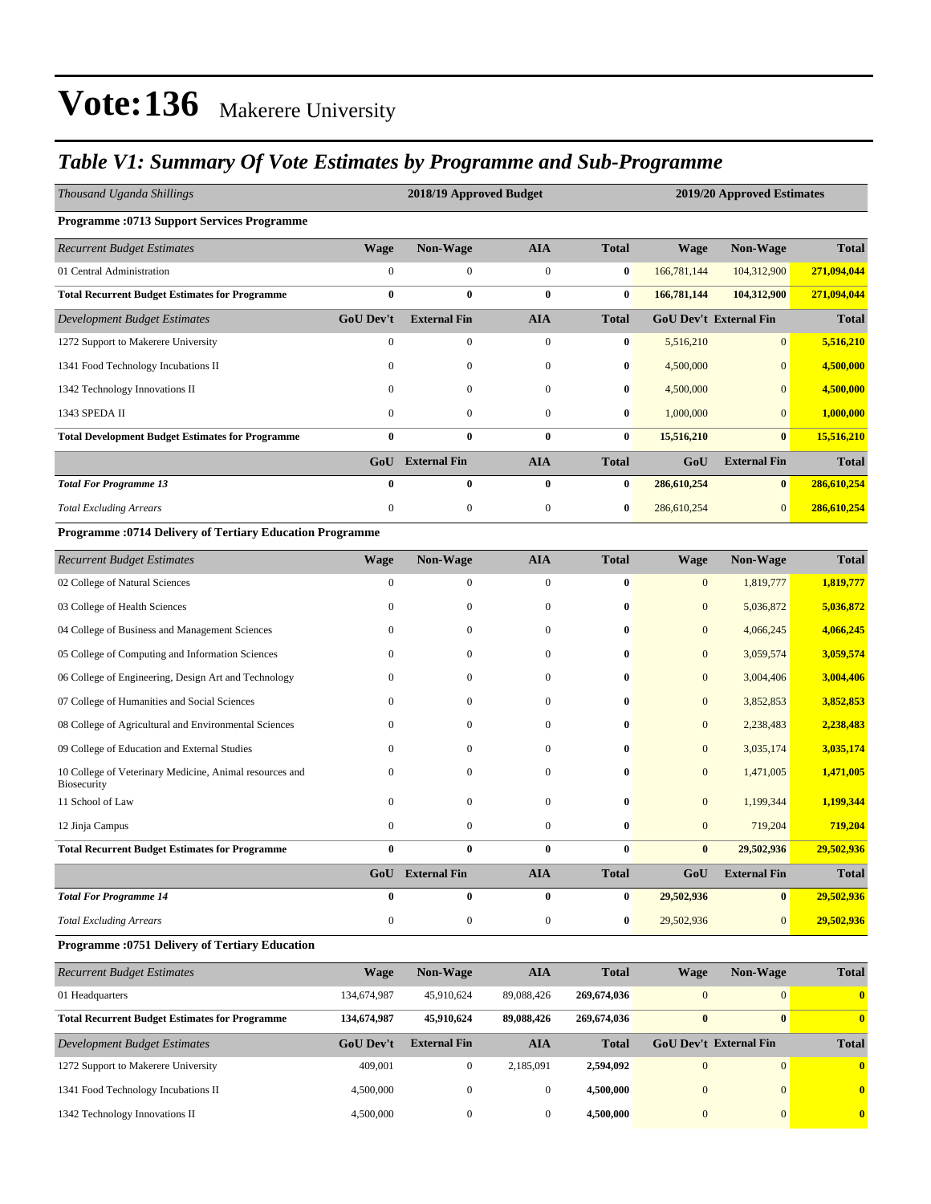# Vote:136 Makerere University

## Table V1: Summary Of Vote Estimates by Programme and Sub-Programme

| *Thousand Uganda Shillings* | 2018/19 Approved Budget | | | | 2019/20 Approved Estimates | | |
|---|---|---|---|---|---|---|---|
| **Programme :0713 Support Services Programme** | | | | | | | |
| *Recurrent Budget Estimates* | **Wage** | **Non-Wage** | **AIA** | **Total** | **Wage** | **Non-Wage** | **Total** |
| 01 Central Administration | 0 | 0 | 0 | **0** | 166,781,144 | 104,312,900 | **271,094,044** |
| **Total Recurrent Budget Estimates for Programme** | **0** | **0** | **0** | **0** | **166,781,144** | **104,312,900** | **271,094,044** |
| *Development Budget Estimates* | **GoU Dev't** | **External Fin** | **AIA** | **Total** | **GoU Dev't** | **External Fin** | **Total** |
| 1272 Support to Makerere University | 0 | 0 | 0 | **0** | 5,516,210 | 0 | **5,516,210** |
| 1341 Food Technology Incubations II | 0 | 0 | 0 | **0** | 4,500,000 | 0 | **4,500,000** |
| 1342 Technology Innovations II | 0 | 0 | 0 | **0** | 4,500,000 | 0 | **4,500,000** |
| 1343 SPEDA II | 0 | 0 | 0 | **0** | 1,000,000 | 0 | **1,000,000** |
| **Total Development Budget Estimates for Programme** | **0** | **0** | **0** | **0** | **15,516,210** | **0** | **15,516,210** |
| | **GoU** | **External Fin** | **AIA** | **Total** | **GoU** | **External Fin** | **Total** |
| ***Total For Programme 13*** | **0** | **0** | **0** | **0** | **286,610,254** | **0** | **286,610,254** |
| *Total Excluding Arrears* | 0 | 0 | 0 | **0** | 286,610,254 | 0 | **286,610,254** |
| **Programme :0714 Delivery of Tertiary Education Programme** | | | | | | | |
| *Recurrent Budget Estimates* | **Wage** | **Non-Wage** | **AIA** | **Total** | **Wage** | **Non-Wage** | **Total** |
| 02 College of Natural Sciences | 0 | 0 | 0 | **0** | 0 | 1,819,777 | **1,819,777** |
| 03 College of Health Sciences | 0 | 0 | 0 | **0** | 0 | 5,036,872 | **5,036,872** |
| 04 College of Business and Management Sciences | 0 | 0 | 0 | **0** | 0 | 4,066,245 | **4,066,245** |
| 05 College of Computing and Information Sciences | 0 | 0 | 0 | **0** | 0 | 3,059,574 | **3,059,574** |
| 06 College of Engineering, Design Art and Technology | 0 | 0 | 0 | **0** | 0 | 3,004,406 | **3,004,406** |
| 07 College of Humanities and Social Sciences | 0 | 0 | 0 | **0** | 0 | 3,852,853 | **3,852,853** |
| 08 College of Agricultural and Environmental Sciences | 0 | 0 | 0 | **0** | 0 | 2,238,483 | **2,238,483** |
| 09 College of Education and External Studies | 0 | 0 | 0 | **0** | 0 | 3,035,174 | **3,035,174** |
| 10 College of Veterinary Medicine, Animal resources and Biosecurity | 0 | 0 | 0 | **0** | 0 | 1,471,005 | **1,471,005** |
| 11 School of Law | 0 | 0 | 0 | **0** | 0 | 1,199,344 | **1,199,344** |
| 12 Jinja Campus | 0 | 0 | 0 | **0** | 0 | 719,204 | **719,204** |
| **Total Recurrent Budget Estimates for Programme** | **0** | **0** | **0** | **0** | **0** | **29,502,936** | **29,502,936** |
| | **GoU** | **External Fin** | **AIA** | **Total** | **GoU** | **External Fin** | **Total** |
| ***Total For Programme 14*** | **0** | **0** | **0** | **0** | **29,502,936** | **0** | **29,502,936** |
| *Total Excluding Arrears* | 0 | 0 | 0 | **0** | 29,502,936 | 0 | **29,502,936** |
| **Programme :0751 Delivery of Tertiary Education** | | | | | | | |
| *Recurrent Budget Estimates* | **Wage** | **Non-Wage** | **AIA** | **Total** | **Wage** | **Non-Wage** | **Total** |
| 01 Headquarters | 134,674,987 | 45,910,624 | 89,088,426 | **269,674,036** | 0 | 0 | **0** |
| **Total Recurrent Budget Estimates for Programme** | **134,674,987** | **45,910,624** | **89,088,426** | **269,674,036** | **0** | **0** | **0** |
| *Development Budget Estimates* | **GoU Dev't** | **External Fin** | **AIA** | **Total** | **GoU Dev't** | **External Fin** | **Total** |
| 1272 Support to Makerere University | 409,001 | 0 | 2,185,091 | **2,594,092** | 0 | 0 | **0** |
| 1341 Food Technology Incubations II | 4,500,000 | 0 | 0 | **4,500,000** | 0 | 0 | **0** |
| 1342 Technology Innovations II | 4,500,000 | 0 | 0 | **4,500,000** | 0 | 0 | **0** |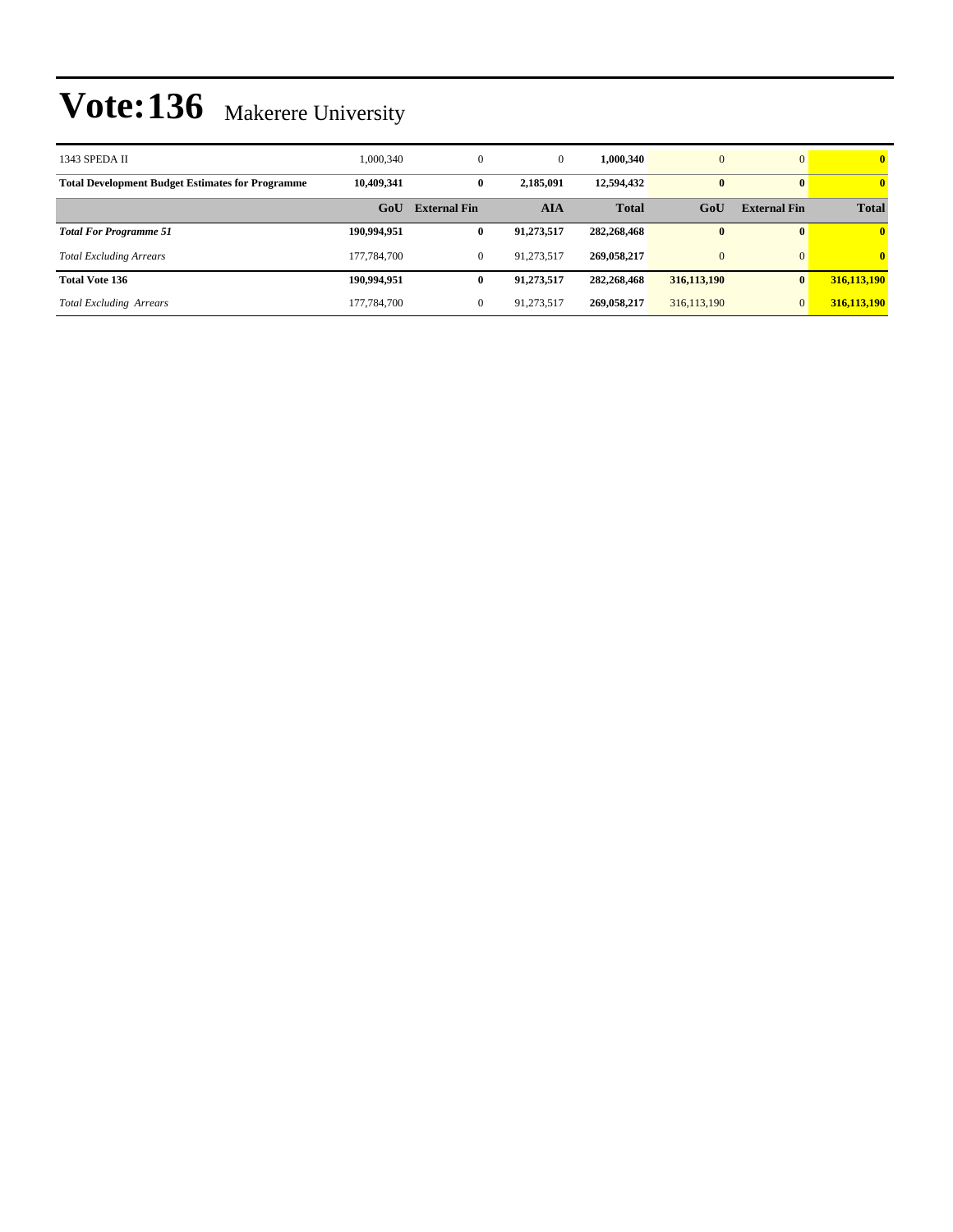# Vote:136 Makerere University

| | | | | | | | |
|---|---|---|---|---|---|---|---|
| 1343 SPEDA II | 1,000,340 | 0 | 0 | **1,000,340** | 0 | 0 | **0** |
| **Total Development Budget Estimates for Programme** | **10,409,341** | **0** | **2,185,091** | **12,594,432** | **0** | **0** | **0** |
| | **GoU** | **External Fin** | **AIA** | **Total** | **GoU** | **External Fin** | **Total** |
| ***Total For Programme 51*** | **190,994,951** | **0** | **91,273,517** | **282,268,468** | **0** | **0** | **0** |
| *Total Excluding Arrears* | 177,784,700 | 0 | 91,273,517 | 269,058,217 | 0 | 0 | **0** |
| **Total Vote 136** | **190,994,951** | **0** | **91,273,517** | **282,268,468** | **316,113,190** | **0** | **316,113,190** |
| *Total Excluding Arrears* | 177,784,700 | 0 | 91,273,517 | 269,058,217 | 316,113,190 | 0 | **316,113,190** |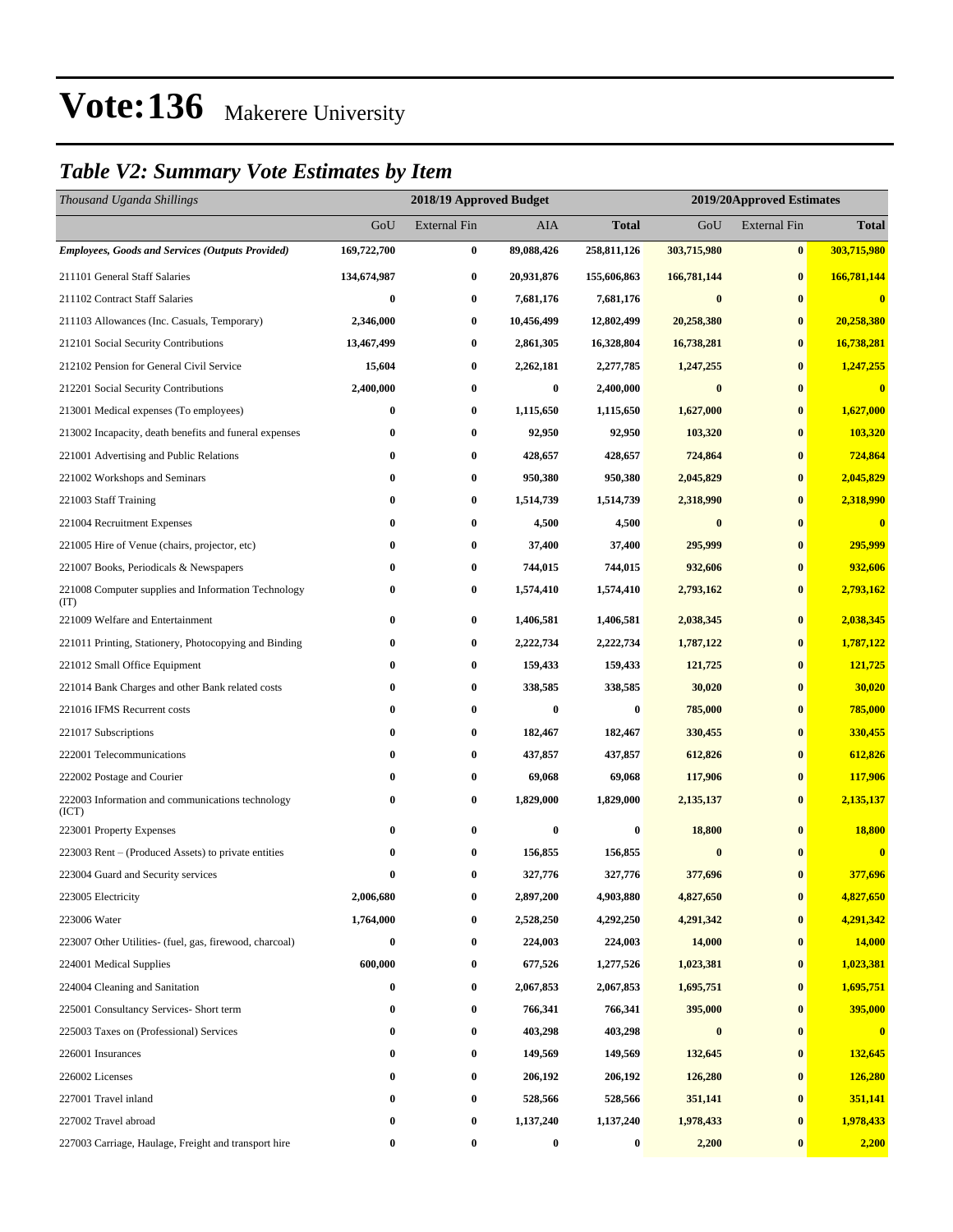# Vote:136 Makerere University

## *Table V2: Summary Vote Estimates by Item*

| *Thousand Uganda Shillings* | 2018/19 Approved Budget | | | | 2019/20Approved Estimates | | |
|---|---|---|---|---|---|---|---|
| | GoU | External Fin | AIA | **Total** | GoU | External Fin | **Total** |
| ***Employees, Goods and Services (Outputs Provided)*** | **169,722,700** | **0** | **89,088,426** | **258,811,126** | **303,715,980** | **0** | **303,715,980** |
| 211101 General Staff Salaries | **134,674,987** | **0** | **20,931,876** | **155,606,863** | **166,781,144** | **0** | **166,781,144** |
| 211102 Contract Staff Salaries | **0** | **0** | **7,681,176** | **7,681,176** | **0** | **0** | **0** |
| 211103 Allowances (Inc. Casuals, Temporary) | **2,346,000** | **0** | **10,456,499** | **12,802,499** | **20,258,380** | **0** | **20,258,380** |
| 212101 Social Security Contributions | **13,467,499** | **0** | **2,861,305** | **16,328,804** | **16,738,281** | **0** | **16,738,281** |
| 212102 Pension for General Civil Service | **15,604** | **0** | **2,262,181** | **2,277,785** | **1,247,255** | **0** | **1,247,255** |
| 212201 Social Security Contributions | **2,400,000** | **0** | **0** | **2,400,000** | **0** | **0** | **0** |
| 213001 Medical expenses (To employees) | **0** | **0** | **1,115,650** | **1,115,650** | **1,627,000** | **0** | **1,627,000** |
| 213002 Incapacity, death benefits and funeral expenses | **0** | **0** | **92,950** | **92,950** | **103,320** | **0** | **103,320** |
| 221001 Advertising and Public Relations | **0** | **0** | **428,657** | **428,657** | **724,864** | **0** | **724,864** |
| 221002 Workshops and Seminars | **0** | **0** | **950,380** | **950,380** | **2,045,829** | **0** | **2,045,829** |
| 221003 Staff Training | **0** | **0** | **1,514,739** | **1,514,739** | **2,318,990** | **0** | **2,318,990** |
| 221004 Recruitment Expenses | **0** | **0** | **4,500** | **4,500** | **0** | **0** | **0** |
| 221005 Hire of Venue (chairs, projector, etc) | **0** | **0** | **37,400** | **37,400** | **295,999** | **0** | **295,999** |
| 221007 Books, Periodicals & Newspapers | **0** | **0** | **744,015** | **744,015** | **932,606** | **0** | **932,606** |
| 221008 Computer supplies and Information Technology (IT) | **0** | **0** | **1,574,410** | **1,574,410** | **2,793,162** | **0** | **2,793,162** |
| 221009 Welfare and Entertainment | **0** | **0** | **1,406,581** | **1,406,581** | **2,038,345** | **0** | **2,038,345** |
| 221011 Printing, Stationery, Photocopying and Binding | **0** | **0** | **2,222,734** | **2,222,734** | **1,787,122** | **0** | **1,787,122** |
| 221012 Small Office Equipment | **0** | **0** | **159,433** | **159,433** | **121,725** | **0** | **121,725** |
| 221014 Bank Charges and other Bank related costs | **0** | **0** | **338,585** | **338,585** | **30,020** | **0** | **30,020** |
| 221016 IFMS Recurrent costs | **0** | **0** | **0** | **0** | **785,000** | **0** | **785,000** |
| 221017 Subscriptions | **0** | **0** | **182,467** | **182,467** | **330,455** | **0** | **330,455** |
| 222001 Telecommunications | **0** | **0** | **437,857** | **437,857** | **612,826** | **0** | **612,826** |
| 222002 Postage and Courier | **0** | **0** | **69,068** | **69,068** | **117,906** | **0** | **117,906** |
| 222003 Information and communications technology (ICT) | **0** | **0** | **1,829,000** | **1,829,000** | **2,135,137** | **0** | **2,135,137** |
| 223001 Property Expenses | **0** | **0** | **0** | **0** | **18,800** | **0** | **18,800** |
| 223003 Rent – (Produced Assets) to private entities | **0** | **0** | **156,855** | **156,855** | **0** | **0** | **0** |
| 223004 Guard and Security services | **0** | **0** | **327,776** | **327,776** | **377,696** | **0** | **377,696** |
| 223005 Electricity | **2,006,680** | **0** | **2,897,200** | **4,903,880** | **4,827,650** | **0** | **4,827,650** |
| 223006 Water | **1,764,000** | **0** | **2,528,250** | **4,292,250** | **4,291,342** | **0** | **4,291,342** |
| 223007 Other Utilities- (fuel, gas, firewood, charcoal) | **0** | **0** | **224,003** | **224,003** | **14,000** | **0** | **14,000** |
| 224001 Medical Supplies | **600,000** | **0** | **677,526** | **1,277,526** | **1,023,381** | **0** | **1,023,381** |
| 224004 Cleaning and Sanitation | **0** | **0** | **2,067,853** | **2,067,853** | **1,695,751** | **0** | **1,695,751** |
| 225001 Consultancy Services- Short term | **0** | **0** | **766,341** | **766,341** | **395,000** | **0** | **395,000** |
| 225003 Taxes on (Professional) Services | **0** | **0** | **403,298** | **403,298** | **0** | **0** | **0** |
| 226001 Insurances | **0** | **0** | **149,569** | **149,569** | **132,645** | **0** | **132,645** |
| 226002 Licenses | **0** | **0** | **206,192** | **206,192** | **126,280** | **0** | **126,280** |
| 227001 Travel inland | **0** | **0** | **528,566** | **528,566** | **351,141** | **0** | **351,141** |
| 227002 Travel abroad | **0** | **0** | **1,137,240** | **1,137,240** | **1,978,433** | **0** | **1,978,433** |
| 227003 Carriage, Haulage, Freight and transport hire | **0** | **0** | **0** | **0** | **2,200** | **0** | **2,200** |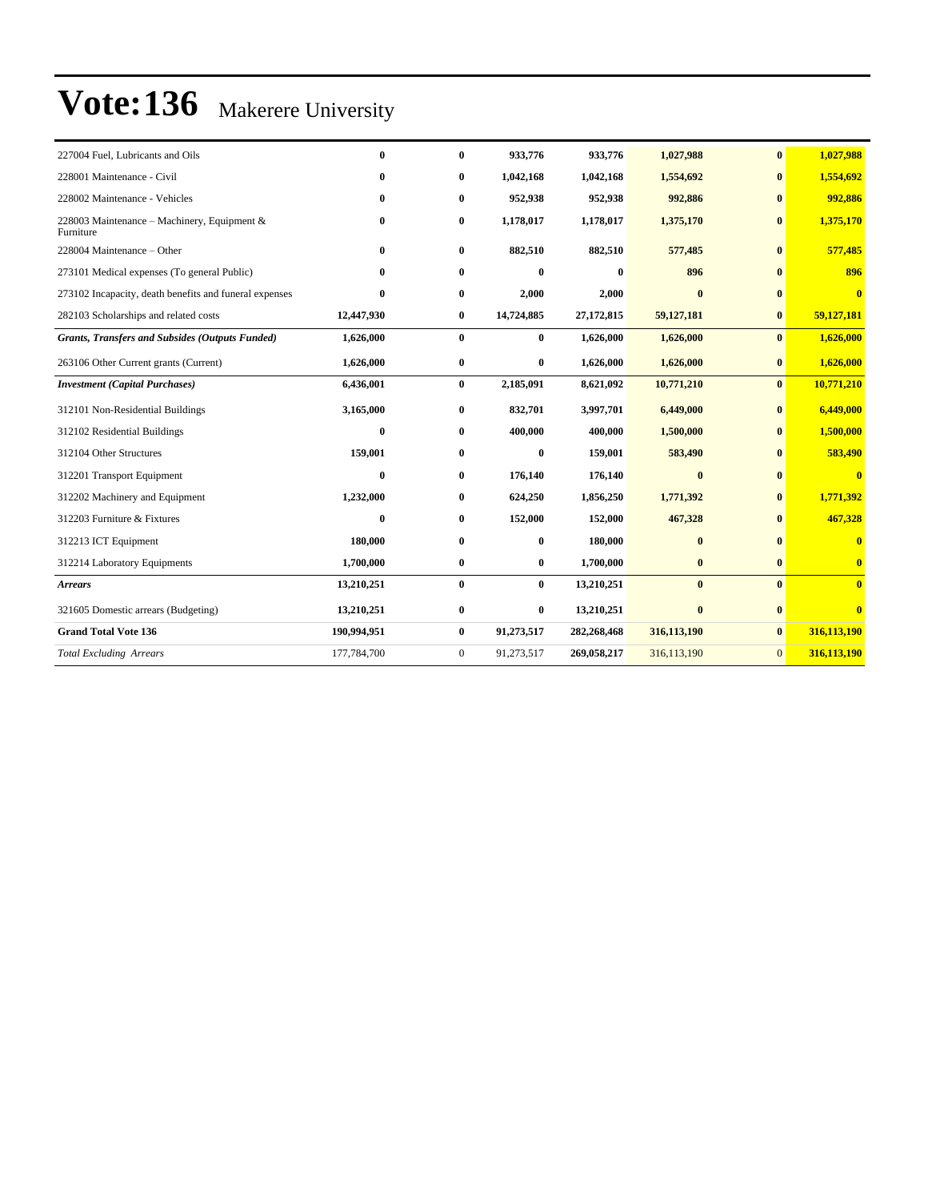# Vote:136 Makerere University

| | | | | | | | |
|---|---|---|---|---|---|---|---|
| 227004 Fuel, Lubricants and Oils | 0 | 0 | 933,776 | 933,776 | 1,027,988 | 0 | 1,027,988 |
| 228001 Maintenance - Civil | 0 | 0 | 1,042,168 | 1,042,168 | 1,554,692 | 0 | 1,554,692 |
| 228002 Maintenance - Vehicles | 0 | 0 | 952,938 | 952,938 | 992,886 | 0 | 992,886 |
| 228003 Maintenance – Machinery, Equipment & Furniture | 0 | 0 | 1,178,017 | 1,178,017 | 1,375,170 | 0 | 1,375,170 |
| 228004 Maintenance – Other | 0 | 0 | 882,510 | 882,510 | 577,485 | 0 | 577,485 |
| 273101 Medical expenses (To general Public) | 0 | 0 | 0 | 0 | 896 | 0 | 896 |
| 273102 Incapacity, death benefits and funeral expenses | 0 | 0 | 2,000 | 2,000 | 0 | 0 | 0 |
| 282103 Scholarships and related costs | 12,447,930 | 0 | 14,724,885 | 27,172,815 | 59,127,181 | 0 | 59,127,181 |
| ***Grants, Transfers and Subsides (Outputs Funded)*** | **1,626,000** | **0** | **0** | **1,626,000** | **1,626,000** | **0** | **1,626,000** |
| 263106 Other Current grants (Current) | 1,626,000 | 0 | 0 | 1,626,000 | 1,626,000 | 0 | 1,626,000 |
| ***Investment (Capital Purchases)*** | **6,436,001** | **0** | **2,185,091** | **8,621,092** | **10,771,210** | **0** | **10,771,210** |
| 312101 Non-Residential Buildings | 3,165,000 | 0 | 832,701 | 3,997,701 | 6,449,000 | 0 | 6,449,000 |
| 312102 Residential Buildings | 0 | 0 | 400,000 | 400,000 | 1,500,000 | 0 | 1,500,000 |
| 312104 Other Structures | 159,001 | 0 | 0 | 159,001 | 583,490 | 0 | 583,490 |
| 312201 Transport Equipment | 0 | 0 | 176,140 | 176,140 | 0 | 0 | 0 |
| 312202 Machinery and Equipment | 1,232,000 | 0 | 624,250 | 1,856,250 | 1,771,392 | 0 | 1,771,392 |
| 312203 Furniture & Fixtures | 0 | 0 | 152,000 | 152,000 | 467,328 | 0 | 467,328 |
| 312213 ICT Equipment | 180,000 | 0 | 0 | 180,000 | 0 | 0 | 0 |
| 312214 Laboratory Equipments | 1,700,000 | 0 | 0 | 1,700,000 | 0 | 0 | 0 |
| ***Arrears*** | **13,210,251** | **0** | **0** | **13,210,251** | **0** | **0** | **0** |
| 321605 Domestic arrears (Budgeting) | 13,210,251 | 0 | 0 | 13,210,251 | 0 | 0 | 0 |
| **Grand Total Vote 136** | **190,994,951** | **0** | **91,273,517** | **282,268,468** | **316,113,190** | **0** | **316,113,190** |
| *Total Excluding Arrears* | 177,784,700 | 0 | 91,273,517 | 269,058,217 | 316,113,190 | 0 | 316,113,190 |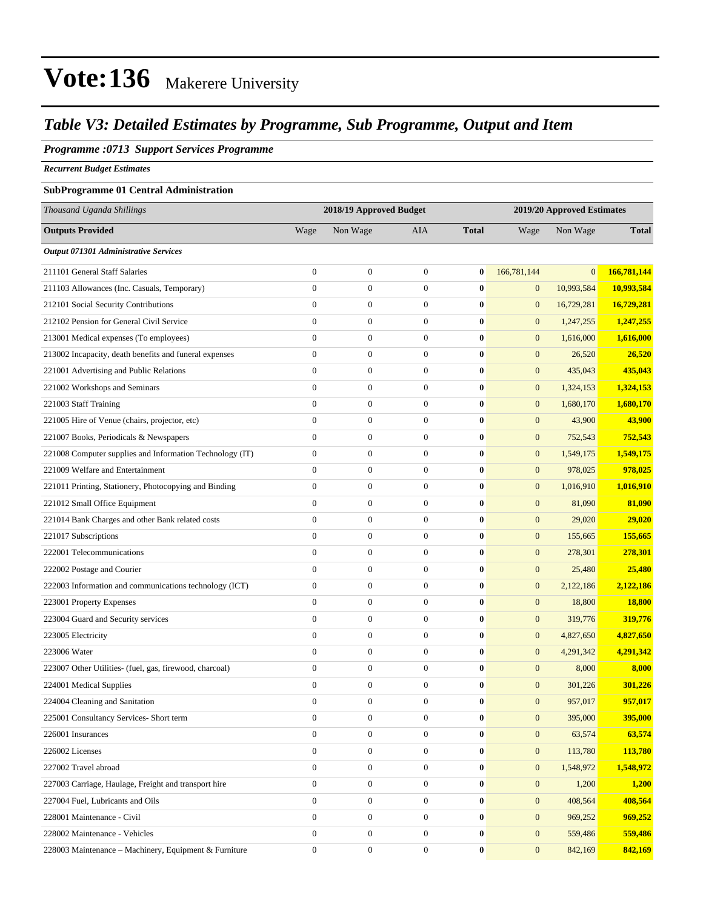# Vote:136 Makerere University

## *Table V3: Detailed Estimates by Programme, Sub Programme, Output and Item*

### *Programme :0713 Support Services Programme*

***Recurrent Budget Estimates***

**SubProgramme 01 Central Administration**

| *Thousand Uganda Shillings* | 2018/19 Approved Budget | | | | 2019/20 Approved Estimates | | |
|---|---|---|---|---|---|---|---|
| **Outputs Provided** | Wage | Non Wage | AIA | **Total** | Wage | Non Wage | **Total** |
| ***Output 071301 Administrative Services*** | | | | | | | |
| 211101 General Staff Salaries | 0 | 0 | 0 | **0** | 166,781,144 | 0 | **166,781,144** |
| 211103 Allowances (Inc. Casuals, Temporary) | 0 | 0 | 0 | **0** | 0 | 10,993,584 | **10,993,584** |
| 212101 Social Security Contributions | 0 | 0 | 0 | **0** | 0 | 16,729,281 | **16,729,281** |
| 212102 Pension for General Civil Service | 0 | 0 | 0 | **0** | 0 | 1,247,255 | **1,247,255** |
| 213001 Medical expenses (To employees) | 0 | 0 | 0 | **0** | 0 | 1,616,000 | **1,616,000** |
| 213002 Incapacity, death benefits and funeral expenses | 0 | 0 | 0 | **0** | 0 | 26,520 | **26,520** |
| 221001 Advertising and Public Relations | 0 | 0 | 0 | **0** | 0 | 435,043 | **435,043** |
| 221002 Workshops and Seminars | 0 | 0 | 0 | **0** | 0 | 1,324,153 | **1,324,153** |
| 221003 Staff Training | 0 | 0 | 0 | **0** | 0 | 1,680,170 | **1,680,170** |
| 221005 Hire of Venue (chairs, projector, etc) | 0 | 0 | 0 | **0** | 0 | 43,900 | **43,900** |
| 221007 Books, Periodicals & Newspapers | 0 | 0 | 0 | **0** | 0 | 752,543 | **752,543** |
| 221008 Computer supplies and Information Technology (IT) | 0 | 0 | 0 | **0** | 0 | 1,549,175 | **1,549,175** |
| 221009 Welfare and Entertainment | 0 | 0 | 0 | **0** | 0 | 978,025 | **978,025** |
| 221011 Printing, Stationery, Photocopying and Binding | 0 | 0 | 0 | **0** | 0 | 1,016,910 | **1,016,910** |
| 221012 Small Office Equipment | 0 | 0 | 0 | **0** | 0 | 81,090 | **81,090** |
| 221014 Bank Charges and other Bank related costs | 0 | 0 | 0 | **0** | 0 | 29,020 | **29,020** |
| 221017 Subscriptions | 0 | 0 | 0 | **0** | 0 | 155,665 | **155,665** |
| 222001 Telecommunications | 0 | 0 | 0 | **0** | 0 | 278,301 | **278,301** |
| 222002 Postage and Courier | 0 | 0 | 0 | **0** | 0 | 25,480 | **25,480** |
| 222003 Information and communications technology (ICT) | 0 | 0 | 0 | **0** | 0 | 2,122,186 | **2,122,186** |
| 223001 Property Expenses | 0 | 0 | 0 | **0** | 0 | 18,800 | **18,800** |
| 223004 Guard and Security services | 0 | 0 | 0 | **0** | 0 | 319,776 | **319,776** |
| 223005 Electricity | 0 | 0 | 0 | **0** | 0 | 4,827,650 | **4,827,650** |
| 223006 Water | 0 | 0 | 0 | **0** | 0 | 4,291,342 | **4,291,342** |
| 223007 Other Utilities- (fuel, gas, firewood, charcoal) | 0 | 0 | 0 | **0** | 0 | 8,000 | **8,000** |
| 224001 Medical Supplies | 0 | 0 | 0 | **0** | 0 | 301,226 | **301,226** |
| 224004 Cleaning and Sanitation | 0 | 0 | 0 | **0** | 0 | 957,017 | **957,017** |
| 225001 Consultancy Services- Short term | 0 | 0 | 0 | **0** | 0 | 395,000 | **395,000** |
| 226001 Insurances | 0 | 0 | 0 | **0** | 0 | 63,574 | **63,574** |
| 226002 Licenses | 0 | 0 | 0 | **0** | 0 | 113,780 | **113,780** |
| 227002 Travel abroad | 0 | 0 | 0 | **0** | 0 | 1,548,972 | **1,548,972** |
| 227003 Carriage, Haulage, Freight and transport hire | 0 | 0 | 0 | **0** | 0 | 1,200 | **1,200** |
| 227004 Fuel, Lubricants and Oils | 0 | 0 | 0 | **0** | 0 | 408,564 | **408,564** |
| 228001 Maintenance - Civil | 0 | 0 | 0 | **0** | 0 | 969,252 | **969,252** |
| 228002 Maintenance - Vehicles | 0 | 0 | 0 | **0** | 0 | 559,486 | **559,486** |
| 228003 Maintenance – Machinery, Equipment & Furniture | 0 | 0 | 0 | **0** | 0 | 842,169 | **842,169** |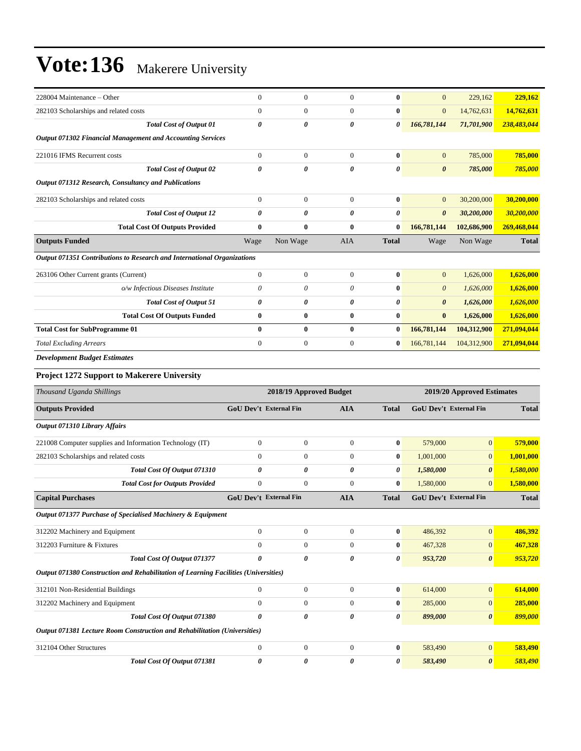# Vote:136 Makerere University

| | | | | | | | |
|---|---|---|---|---|---|---|---|
| 228004 Maintenance – Other | 0 | 0 | 0 | **0** | 0 | 229,162 | **229,162** |
| 282103 Scholarships and related costs | 0 | 0 | 0 | **0** | 0 | 14,762,631 | **14,762,631** |
| ***Total Cost of Output 01*** | ***0*** | ***0*** | ***0*** | ***0*** | ***166,781,144*** | ***71,701,900*** | ***238,483,044*** |
| ***Output 071302 Financial Management and Accounting Services*** | | | | | | | |
| 221016 IFMS Recurrent costs | 0 | 0 | 0 | **0** | 0 | 785,000 | **785,000** |
| ***Total Cost of Output 02*** | ***0*** | ***0*** | ***0*** | ***0*** | ***0*** | ***785,000*** | ***785,000*** |
| ***Output 071312 Research, Consultancy and Publications*** | | | | | | | |
| 282103 Scholarships and related costs | 0 | 0 | 0 | **0** | 0 | 30,200,000 | **30,200,000** |
| ***Total Cost of Output 12*** | ***0*** | ***0*** | ***0*** | ***0*** | ***0*** | ***30,200,000*** | ***30,200,000*** |
| **Total Cost Of Outputs Provided** | **0** | **0** | **0** | **0** | **166,781,144** | **102,686,900** | **269,468,044** |
| **Outputs Funded** | Wage | Non Wage | AIA | **Total** | Wage | Non Wage | **Total** |
| ***Output 071351 Contributions to Research and International Organizations*** | | | | | | | |
| 263106 Other Current grants (Current) | 0 | 0 | 0 | **0** | 0 | 1,626,000 | **1,626,000** |
| *o/w Infectious Diseases Institute* | *0* | *0* | *0* | **0** | *0* | *1,626,000* | **1,626,000** |
| ***Total Cost of Output 51*** | ***0*** | ***0*** | ***0*** | ***0*** | ***0*** | ***1,626,000*** | ***1,626,000*** |
| **Total Cost Of Outputs Funded** | **0** | **0** | **0** | **0** | **0** | **1,626,000** | **1,626,000** |
| **Total Cost for SubProgramme 01** | **0** | **0** | **0** | **0** | **166,781,144** | **104,312,900** | **271,094,044** |
| *Total Excluding Arrears* | 0 | 0 | 0 | **0** | 166,781,144 | 104,312,900 | **271,094,044** |

***Development Budget Estimates***

### Project 1272 Support to Makerere University

| *Thousand Uganda Shillings* | 2018/19 Approved Budget | | | | 2019/20 Approved Estimates | | |
|---|---|---|---|---|---|---|---|
| **Outputs Provided** | **GoU Dev't** | **External Fin** | **AIA** | **Total** | **GoU Dev't** | **External Fin** | **Total** |
| ***Output 071310 Library Affairs*** | | | | | | | |
| 221008 Computer supplies and Information Technology (IT) | 0 | 0 | 0 | **0** | 579,000 | 0 | **579,000** |
| 282103 Scholarships and related costs | 0 | 0 | 0 | **0** | 1,001,000 | 0 | **1,001,000** |
| ***Total Cost Of Output 071310*** | ***0*** | ***0*** | ***0*** | ***0*** | ***1,580,000*** | ***0*** | ***1,580,000*** |
| ***Total Cost for Outputs Provided*** | 0 | 0 | 0 | **0** | 1,580,000 | 0 | **1,580,000** |
| **Capital Purchases** | **GoU Dev't** | **External Fin** | **AIA** | **Total** | **GoU Dev't** | **External Fin** | **Total** |
| ***Output 071377 Purchase of Specialised Machinery & Equipment*** | | | | | | | |
| 312202 Machinery and Equipment | 0 | 0 | 0 | **0** | 486,392 | 0 | **486,392** |
| 312203 Furniture & Fixtures | 0 | 0 | 0 | **0** | 467,328 | 0 | **467,328** |
| ***Total Cost Of Output 071377*** | ***0*** | ***0*** | ***0*** | ***0*** | ***953,720*** | ***0*** | ***953,720*** |
| ***Output 071380 Construction and Rehabilitation of Learning Facilities (Universities)*** | | | | | | | |
| 312101 Non-Residential Buildings | 0 | 0 | 0 | **0** | 614,000 | 0 | **614,000** |
| 312202 Machinery and Equipment | 0 | 0 | 0 | **0** | 285,000 | 0 | **285,000** |
| ***Total Cost Of Output 071380*** | ***0*** | ***0*** | ***0*** | ***0*** | ***899,000*** | ***0*** | ***899,000*** |
| ***Output 071381 Lecture Room Construction and Rehabilitation (Universities)*** | | | | | | | |
| 312104 Other Structures | 0 | 0 | 0 | **0** | 583,490 | 0 | **583,490** |
| ***Total Cost Of Output 071381*** | ***0*** | ***0*** | ***0*** | ***0*** | ***583,490*** | ***0*** | ***583,490*** |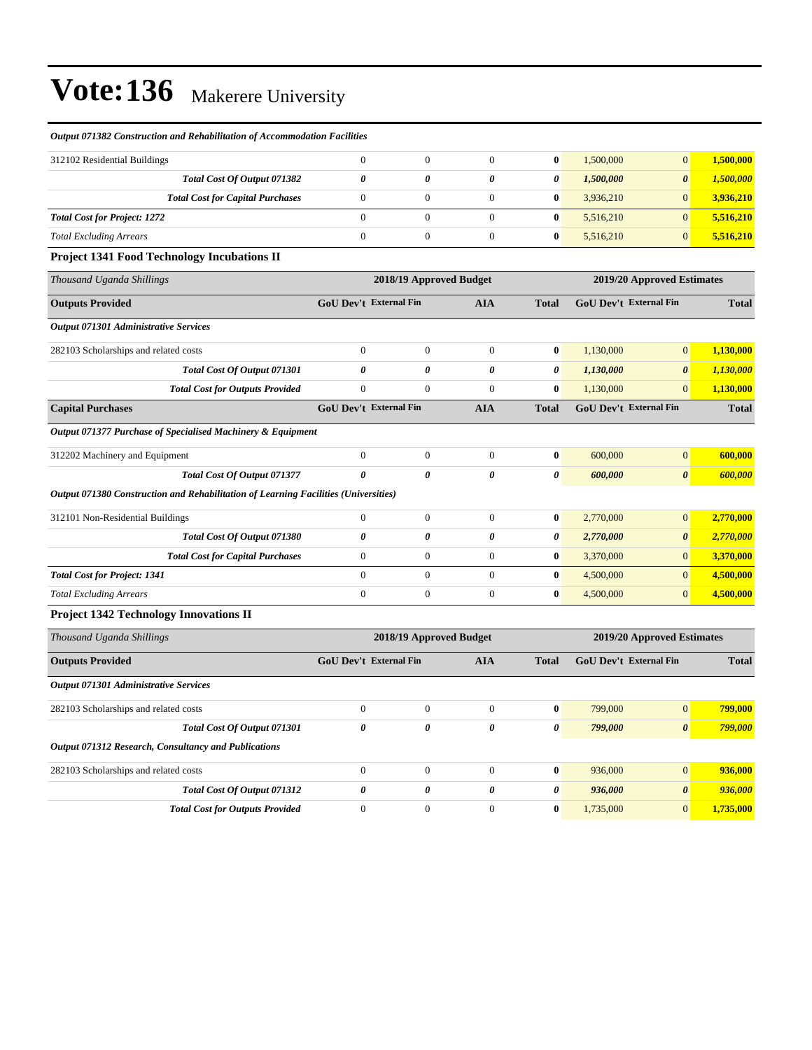# Vote:136 Makerere University

| *Output 071382 Construction and Rehabilitation of Accommodation Facilities* | | | | | | | |
|---|---|---|---|---|---|---|---|
| 312102 Residential Buildings | 0 | 0 | 0 | **0** | 1,500,000 | 0 | **1,500,000** |
| ***Total Cost Of Output 071382*** | ***0*** | ***0*** | ***0*** | ***0*** | ***1,500,000*** | ***0*** | ***1,500,000*** |
| ***Total Cost for Capital Purchases*** | 0 | 0 | 0 | **0** | 3,936,210 | 0 | **3,936,210** |
| ***Total Cost for Project: 1272*** | 0 | 0 | 0 | **0** | 5,516,210 | 0 | **5,516,210** |
| *Total Excluding Arrears* | 0 | 0 | 0 | **0** | 5,516,210 | 0 | **5,516,210** |

### Project 1341 Food Technology Incubations II

| *Thousand Uganda Shillings* | 2018/19 Approved Budget | | | | 2019/20 Approved Estimates | | |
|---|---|---|---|---|---|---|---|
| **Outputs Provided** | **GoU Dev't** | **External Fin** | **AIA** | **Total** | **GoU Dev't** | **External Fin** | **Total** |
| ***Output 071301 Administrative Services*** | | | | | | | |
| 282103 Scholarships and related costs | 0 | 0 | 0 | **0** | 1,130,000 | 0 | **1,130,000** |
| ***Total Cost Of Output 071301*** | ***0*** | ***0*** | ***0*** | ***0*** | ***1,130,000*** | ***0*** | ***1,130,000*** |
| ***Total Cost for Outputs Provided*** | 0 | 0 | 0 | **0** | 1,130,000 | 0 | **1,130,000** |
| **Capital Purchases** | **GoU Dev't** | **External Fin** | **AIA** | **Total** | **GoU Dev't** | **External Fin** | **Total** |
| ***Output 071377 Purchase of Specialised Machinery & Equipment*** | | | | | | | |
| 312202 Machinery and Equipment | 0 | 0 | 0 | **0** | 600,000 | 0 | **600,000** |
| ***Total Cost Of Output 071377*** | ***0*** | ***0*** | ***0*** | ***0*** | ***600,000*** | ***0*** | ***600,000*** |
| ***Output 071380 Construction and Rehabilitation of Learning Facilities (Universities)*** | | | | | | | |
| 312101 Non-Residential Buildings | 0 | 0 | 0 | **0** | 2,770,000 | 0 | **2,770,000** |
| ***Total Cost Of Output 071380*** | ***0*** | ***0*** | ***0*** | ***0*** | ***2,770,000*** | ***0*** | ***2,770,000*** |
| ***Total Cost for Capital Purchases*** | 0 | 0 | 0 | **0** | 3,370,000 | 0 | **3,370,000** |
| ***Total Cost for Project: 1341*** | 0 | 0 | 0 | **0** | 4,500,000 | 0 | **4,500,000** |
| *Total Excluding Arrears* | 0 | 0 | 0 | **0** | 4,500,000 | 0 | **4,500,000** |

### Project 1342 Technology Innovations II

| *Thousand Uganda Shillings* | 2018/19 Approved Budget | | | | 2019/20 Approved Estimates | | |
|---|---|---|---|---|---|---|---|
| **Outputs Provided** | **GoU Dev't** | **External Fin** | **AIA** | **Total** | **GoU Dev't** | **External Fin** | **Total** |
| ***Output 071301 Administrative Services*** | | | | | | | |
| 282103 Scholarships and related costs | 0 | 0 | 0 | **0** | 799,000 | 0 | **799,000** |
| ***Total Cost Of Output 071301*** | ***0*** | ***0*** | ***0*** | ***0*** | ***799,000*** | ***0*** | ***799,000*** |
| ***Output 071312 Research, Consultancy and Publications*** | | | | | | | |
| 282103 Scholarships and related costs | 0 | 0 | 0 | **0** | 936,000 | 0 | **936,000** |
| ***Total Cost Of Output 071312*** | ***0*** | ***0*** | ***0*** | ***0*** | ***936,000*** | ***0*** | ***936,000*** |
| ***Total Cost for Outputs Provided*** | 0 | 0 | 0 | **0** | 1,735,000 | 0 | **1,735,000** |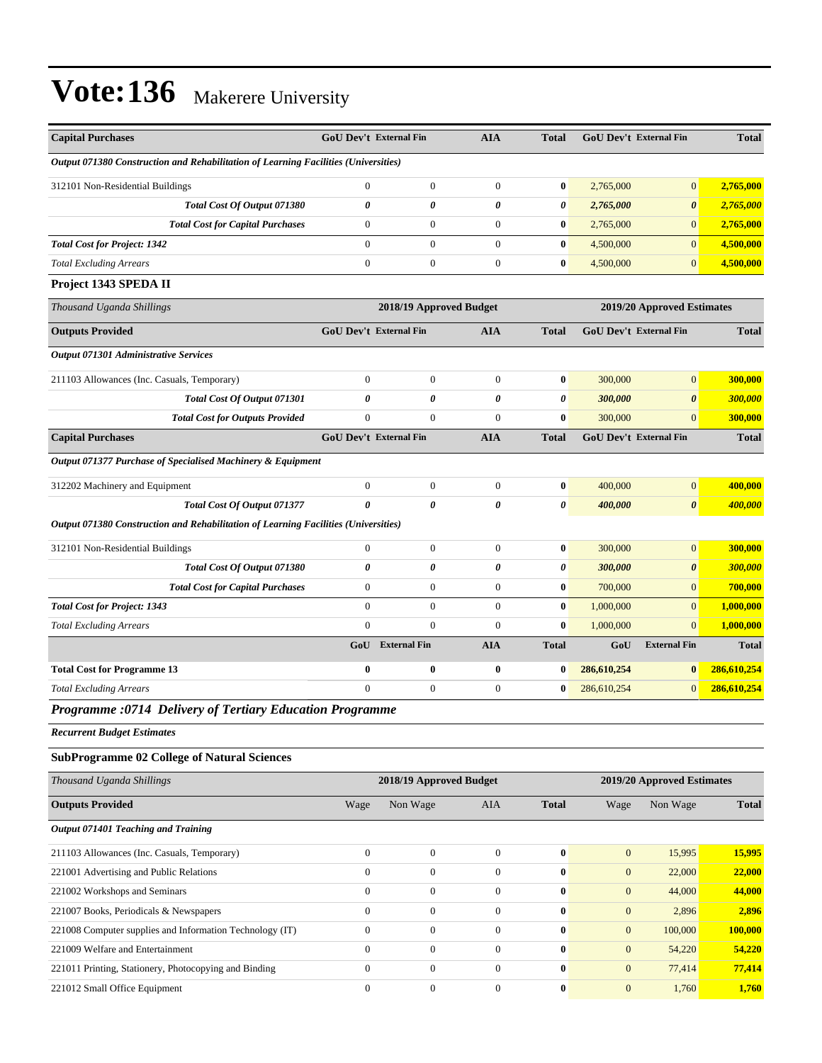# Vote:136 Makerere University

| Capital Purchases | GoU Dev't | External Fin | AIA | Total | GoU Dev't | External Fin | Total |
|---|---|---|---|---|---|---|---|
| *Output 071380 Construction and Rehabilitation of Learning Facilities (Universities)* | | | | | | | |
| 312101 Non-Residential Buildings | 0 | 0 | 0 | **0** | 2,765,000 | 0 | **2,765,000** |
| ***Total Cost Of Output 071380*** | ***0*** | ***0*** | ***0*** | ***0*** | ***2,765,000*** | ***0*** | ***2,765,000*** |
| ***Total Cost for Capital Purchases*** | 0 | 0 | 0 | **0** | 2,765,000 | 0 | **2,765,000** |
| ***Total Cost for Project: 1342*** | 0 | 0 | 0 | **0** | 4,500,000 | 0 | **4,500,000** |
| *Total Excluding Arrears* | 0 | 0 | 0 | **0** | 4,500,000 | 0 | **4,500,000** |

### Project 1343 SPEDA II

| *Thousand Uganda Shillings* | 2018/19 Approved Budget | | | | 2019/20 Approved Estimates | | |
|---|---|---|---|---|---|---|---|
| **Outputs Provided** | **GoU Dev't** | **External Fin** | **AIA** | **Total** | **GoU Dev't** | **External Fin** | **Total** |
| *Output 071301 Administrative Services* | | | | | | | |
| 211103 Allowances (Inc. Casuals, Temporary) | 0 | 0 | 0 | **0** | 300,000 | 0 | **300,000** |
| ***Total Cost Of Output 071301*** | ***0*** | ***0*** | ***0*** | ***0*** | ***300,000*** | ***0*** | ***300,000*** |
| ***Total Cost for Outputs Provided*** | 0 | 0 | 0 | **0** | 300,000 | 0 | **300,000** |
| **Capital Purchases** | **GoU Dev't** | **External Fin** | **AIA** | **Total** | **GoU Dev't** | **External Fin** | **Total** |
| *Output 071377 Purchase of Specialised Machinery & Equipment* | | | | | | | |
| 312202 Machinery and Equipment | 0 | 0 | 0 | **0** | 400,000 | 0 | **400,000** |
| ***Total Cost Of Output 071377*** | ***0*** | ***0*** | ***0*** | ***0*** | ***400,000*** | ***0*** | ***400,000*** |
| *Output 071380 Construction and Rehabilitation of Learning Facilities (Universities)* | | | | | | | |
| 312101 Non-Residential Buildings | 0 | 0 | 0 | **0** | 300,000 | 0 | **300,000** |
| ***Total Cost Of Output 071380*** | ***0*** | ***0*** | ***0*** | ***0*** | ***300,000*** | ***0*** | ***300,000*** |
| ***Total Cost for Capital Purchases*** | 0 | 0 | 0 | **0** | 700,000 | 0 | **700,000** |
| ***Total Cost for Project: 1343*** | 0 | 0 | 0 | **0** | 1,000,000 | 0 | **1,000,000** |
| *Total Excluding Arrears* | 0 | 0 | 0 | **0** | 1,000,000 | 0 | **1,000,000** |
| | **GoU** | **External Fin** | **AIA** | **Total** | **GoU** | **External Fin** | **Total** |
| **Total Cost for Programme 13** | **0** | **0** | **0** | **0** | **286,610,254** | **0** | **286,610,254** |
| *Total Excluding Arrears* | 0 | 0 | 0 | **0** | 286,610,254 | 0 | **286,610,254** |

## *Programme :0714 Delivery of Tertiary Education Programme*

***Recurrent Budget Estimates***

### SubProgramme 02 College of Natural Sciences

| *Thousand Uganda Shillings* | 2018/19 Approved Budget | | | | 2019/20 Approved Estimates | | |
|---|---|---|---|---|---|---|---|
| **Outputs Provided** | Wage | Non Wage | AIA | **Total** | Wage | Non Wage | **Total** |
| *Output 071401 Teaching and Training* | | | | | | | |
| 211103 Allowances (Inc. Casuals, Temporary) | 0 | 0 | 0 | **0** | 0 | 15,995 | **15,995** |
| 221001 Advertising and Public Relations | 0 | 0 | 0 | **0** | 0 | 22,000 | **22,000** |
| 221002 Workshops and Seminars | 0 | 0 | 0 | **0** | 0 | 44,000 | **44,000** |
| 221007 Books, Periodicals & Newspapers | 0 | 0 | 0 | **0** | 0 | 2,896 | **2,896** |
| 221008 Computer supplies and Information Technology (IT) | 0 | 0 | 0 | **0** | 0 | 100,000 | **100,000** |
| 221009 Welfare and Entertainment | 0 | 0 | 0 | **0** | 0 | 54,220 | **54,220** |
| 221011 Printing, Stationery, Photocopying and Binding | 0 | 0 | 0 | **0** | 0 | 77,414 | **77,414** |
| 221012 Small Office Equipment | 0 | 0 | 0 | **0** | 0 | 1,760 | **1,760** |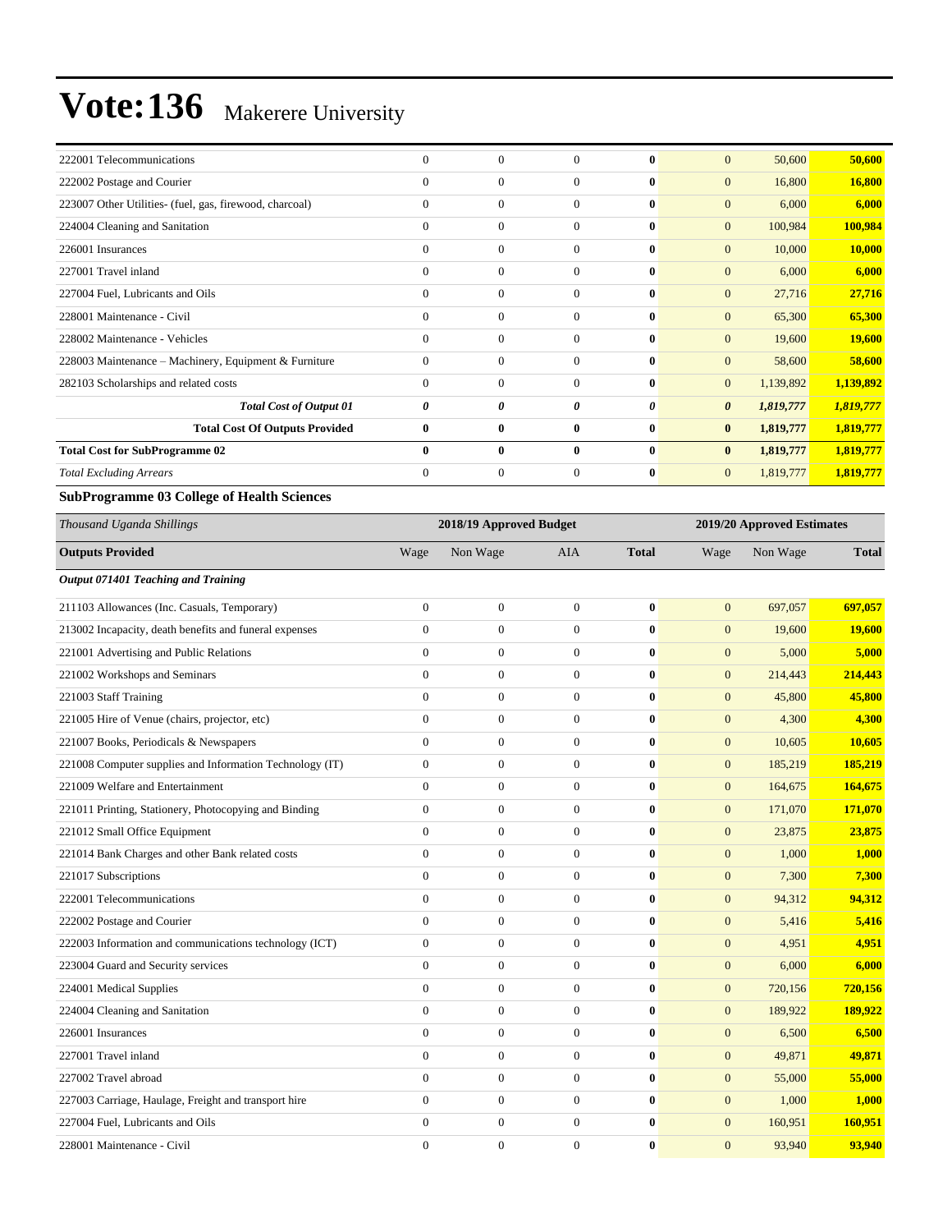# Vote:136 Makerere University

| | | | | | | | |
|---|---|---|---|---|---|---|---|
| 222001 Telecommunications | 0 | 0 | 0 | **0** | 0 | 50,600 | **50,600** |
| 222002 Postage and Courier | 0 | 0 | 0 | **0** | 0 | 16,800 | **16,800** |
| 223007 Other Utilities- (fuel, gas, firewood, charcoal) | 0 | 0 | 0 | **0** | 0 | 6,000 | **6,000** |
| 224004 Cleaning and Sanitation | 0 | 0 | 0 | **0** | 0 | 100,984 | **100,984** |
| 226001 Insurances | 0 | 0 | 0 | **0** | 0 | 10,000 | **10,000** |
| 227001 Travel inland | 0 | 0 | 0 | **0** | 0 | 6,000 | **6,000** |
| 227004 Fuel, Lubricants and Oils | 0 | 0 | 0 | **0** | 0 | 27,716 | **27,716** |
| 228001 Maintenance - Civil | 0 | 0 | 0 | **0** | 0 | 65,300 | **65,300** |
| 228002 Maintenance - Vehicles | 0 | 0 | 0 | **0** | 0 | 19,600 | **19,600** |
| 228003 Maintenance – Machinery, Equipment & Furniture | 0 | 0 | 0 | **0** | 0 | 58,600 | **58,600** |
| 282103 Scholarships and related costs | 0 | 0 | 0 | **0** | 0 | 1,139,892 | **1,139,892** |
| ***Total Cost of Output 01*** | ***0*** | ***0*** | ***0*** | ***0*** | ***0*** | ***1,819,777*** | ***1,819,777*** |
| **Total Cost Of Outputs Provided** | **0** | **0** | **0** | **0** | **0** | **1,819,777** | **1,819,777** |
| **Total Cost for SubProgramme 02** | **0** | **0** | **0** | **0** | **0** | **1,819,777** | **1,819,777** |
| *Total Excluding Arrears* | 0 | 0 | 0 | **0** | 0 | 1,819,777 | **1,819,777** |

**SubProgramme 03 College of Health Sciences**

| *Thousand Uganda Shillings* | | 2018/19 Approved Budget | | | | 2019/20 Approved Estimates | |
|---|---|---|---|---|---|---|---|
| **Outputs Provided** | Wage | Non Wage | AIA | **Total** | Wage | Non Wage | **Total** |
| ***Output 071401 Teaching and Training*** | | | | | | | |
| 211103 Allowances (Inc. Casuals, Temporary) | 0 | 0 | 0 | **0** | 0 | 697,057 | **697,057** |
| 213002 Incapacity, death benefits and funeral expenses | 0 | 0 | 0 | **0** | 0 | 19,600 | **19,600** |
| 221001 Advertising and Public Relations | 0 | 0 | 0 | **0** | 0 | 5,000 | **5,000** |
| 221002 Workshops and Seminars | 0 | 0 | 0 | **0** | 0 | 214,443 | **214,443** |
| 221003 Staff Training | 0 | 0 | 0 | **0** | 0 | 45,800 | **45,800** |
| 221005 Hire of Venue (chairs, projector, etc) | 0 | 0 | 0 | **0** | 0 | 4,300 | **4,300** |
| 221007 Books, Periodicals & Newspapers | 0 | 0 | 0 | **0** | 0 | 10,605 | **10,605** |
| 221008 Computer supplies and Information Technology (IT) | 0 | 0 | 0 | **0** | 0 | 185,219 | **185,219** |
| 221009 Welfare and Entertainment | 0 | 0 | 0 | **0** | 0 | 164,675 | **164,675** |
| 221011 Printing, Stationery, Photocopying and Binding | 0 | 0 | 0 | **0** | 0 | 171,070 | **171,070** |
| 221012 Small Office Equipment | 0 | 0 | 0 | **0** | 0 | 23,875 | **23,875** |
| 221014 Bank Charges and other Bank related costs | 0 | 0 | 0 | **0** | 0 | 1,000 | **1,000** |
| 221017 Subscriptions | 0 | 0 | 0 | **0** | 0 | 7,300 | **7,300** |
| 222001 Telecommunications | 0 | 0 | 0 | **0** | 0 | 94,312 | **94,312** |
| 222002 Postage and Courier | 0 | 0 | 0 | **0** | 0 | 5,416 | **5,416** |
| 222003 Information and communications technology (ICT) | 0 | 0 | 0 | **0** | 0 | 4,951 | **4,951** |
| 223004 Guard and Security services | 0 | 0 | 0 | **0** | 0 | 6,000 | **6,000** |
| 224001 Medical Supplies | 0 | 0 | 0 | **0** | 0 | 720,156 | **720,156** |
| 224004 Cleaning and Sanitation | 0 | 0 | 0 | **0** | 0 | 189,922 | **189,922** |
| 226001 Insurances | 0 | 0 | 0 | **0** | 0 | 6,500 | **6,500** |
| 227001 Travel inland | 0 | 0 | 0 | **0** | 0 | 49,871 | **49,871** |
| 227002 Travel abroad | 0 | 0 | 0 | **0** | 0 | 55,000 | **55,000** |
| 227003 Carriage, Haulage, Freight and transport hire | 0 | 0 | 0 | **0** | 0 | 1,000 | **1,000** |
| 227004 Fuel, Lubricants and Oils | 0 | 0 | 0 | **0** | 0 | 160,951 | **160,951** |
| 228001 Maintenance - Civil | 0 | 0 | 0 | **0** | 0 | 93,940 | **93,940** |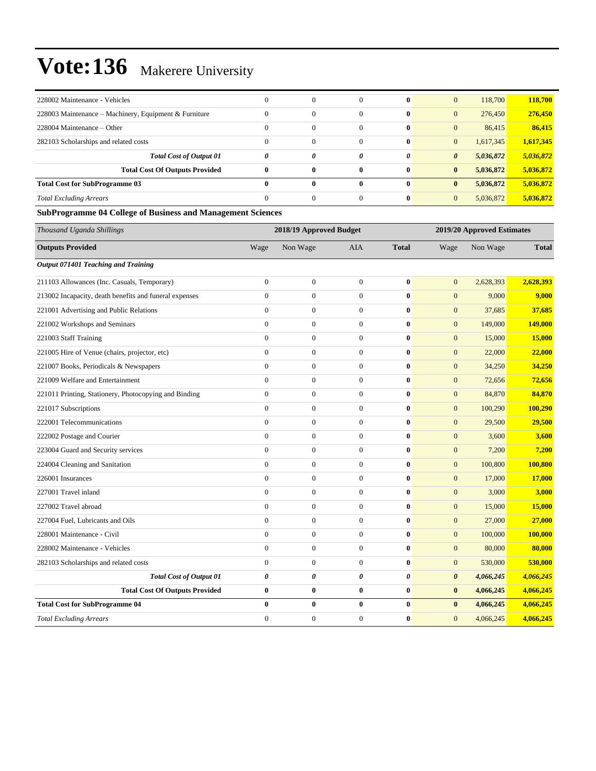# Vote:136 Makerere University

| | | | | | | | |
|---|---|---|---|---|---|---|---|
| 228002 Maintenance - Vehicles | 0 | 0 | 0 | **0** | 0 | 118,700 | **118,700** |
| 228003 Maintenance – Machinery, Equipment & Furniture | 0 | 0 | 0 | **0** | 0 | 276,450 | **276,450** |
| 228004 Maintenance – Other | 0 | 0 | 0 | **0** | 0 | 86,415 | **86,415** |
| 282103 Scholarships and related costs | 0 | 0 | 0 | **0** | 0 | 1,617,345 | **1,617,345** |
| ***Total Cost of Output 01*** | ***0*** | ***0*** | ***0*** | ***0*** | ***0*** | ***5,036,872*** | ***5,036,872*** |
| **Total Cost Of Outputs Provided** | **0** | **0** | **0** | **0** | **0** | **5,036,872** | **5,036,872** |
| **Total Cost for SubProgramme 03** | **0** | **0** | **0** | **0** | **0** | **5,036,872** | **5,036,872** |
| *Total Excluding Arrears* | 0 | 0 | 0 | **0** | 0 | 5,036,872 | **5,036,872** |

**SubProgramme 04 College of Business and Management Sciences**

| *Thousand Uganda Shillings* | 2018/19 Approved Budget | | | | 2019/20 Approved Estimates | | |
|---|---|---|---|---|---|---|---|
| **Outputs Provided** | Wage | Non Wage | AIA | **Total** | Wage | Non Wage | **Total** |
| ***Output 071401 Teaching and Training*** | | | | | | | |
| 211103 Allowances (Inc. Casuals, Temporary) | 0 | 0 | 0 | **0** | 0 | 2,628,393 | **2,628,393** |
| 213002 Incapacity, death benefits and funeral expenses | 0 | 0 | 0 | **0** | 0 | 9,000 | **9,000** |
| 221001 Advertising and Public Relations | 0 | 0 | 0 | **0** | 0 | 37,685 | **37,685** |
| 221002 Workshops and Seminars | 0 | 0 | 0 | **0** | 0 | 149,000 | **149,000** |
| 221003 Staff Training | 0 | 0 | 0 | **0** | 0 | 15,000 | **15,000** |
| 221005 Hire of Venue (chairs, projector, etc) | 0 | 0 | 0 | **0** | 0 | 22,000 | **22,000** |
| 221007 Books, Periodicals & Newspapers | 0 | 0 | 0 | **0** | 0 | 34,250 | **34,250** |
| 221009 Welfare and Entertainment | 0 | 0 | 0 | **0** | 0 | 72,656 | **72,656** |
| 221011 Printing, Stationery, Photocopying and Binding | 0 | 0 | 0 | **0** | 0 | 84,870 | **84,870** |
| 221017 Subscriptions | 0 | 0 | 0 | **0** | 0 | 100,290 | **100,290** |
| 222001 Telecommunications | 0 | 0 | 0 | **0** | 0 | 29,500 | **29,500** |
| 222002 Postage and Courier | 0 | 0 | 0 | **0** | 0 | 3,600 | **3,600** |
| 223004 Guard and Security services | 0 | 0 | 0 | **0** | 0 | 7,200 | **7,200** |
| 224004 Cleaning and Sanitation | 0 | 0 | 0 | **0** | 0 | 100,800 | **100,800** |
| 226001 Insurances | 0 | 0 | 0 | **0** | 0 | 17,000 | **17,000** |
| 227001 Travel inland | 0 | 0 | 0 | **0** | 0 | 3,000 | **3,000** |
| 227002 Travel abroad | 0 | 0 | 0 | **0** | 0 | 15,000 | **15,000** |
| 227004 Fuel, Lubricants and Oils | 0 | 0 | 0 | **0** | 0 | 27,000 | **27,000** |
| 228001 Maintenance - Civil | 0 | 0 | 0 | **0** | 0 | 100,000 | **100,000** |
| 228002 Maintenance - Vehicles | 0 | 0 | 0 | **0** | 0 | 80,000 | **80,000** |
| 282103 Scholarships and related costs | 0 | 0 | 0 | **0** | 0 | 530,000 | **530,000** |
| ***Total Cost of Output 01*** | ***0*** | ***0*** | ***0*** | ***0*** | ***0*** | ***4,066,245*** | ***4,066,245*** |
| **Total Cost Of Outputs Provided** | **0** | **0** | **0** | **0** | **0** | **4,066,245** | **4,066,245** |
| **Total Cost for SubProgramme 04** | **0** | **0** | **0** | **0** | **0** | **4,066,245** | **4,066,245** |
| *Total Excluding Arrears* | 0 | 0 | 0 | **0** | 0 | 4,066,245 | **4,066,245** |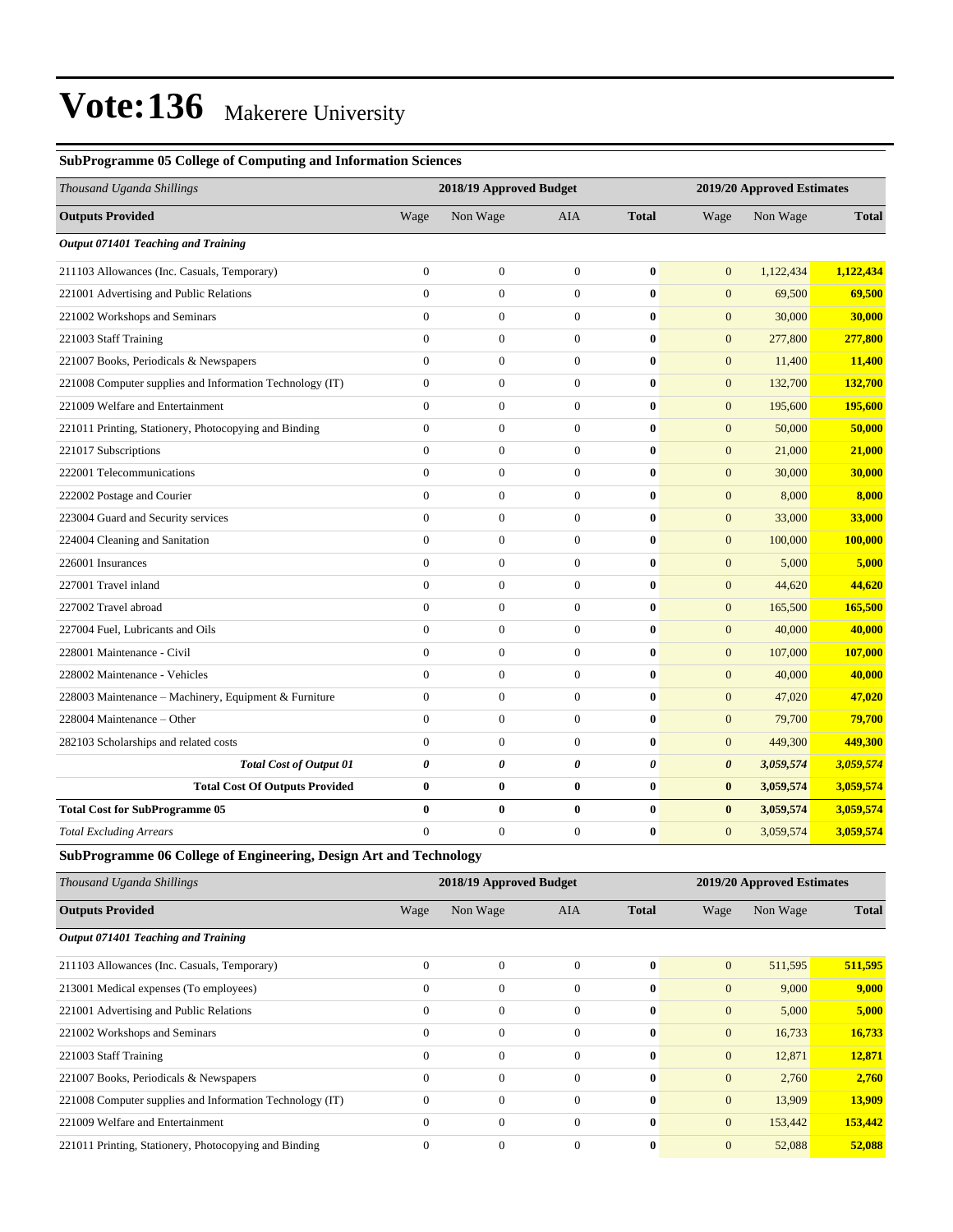# Vote:136 Makerere University

### SubProgramme 05 College of Computing and Information Sciences

| *Thousand Uganda Shillings* | 2018/19 Approved Budget | | | | 2019/20 Approved Estimates | | |
|---|---|---|---|---|---|---|---|
| **Outputs Provided** | Wage | Non Wage | AIA | **Total** | Wage | Non Wage | **Total** |
| ***Output 071401 Teaching and Training*** | | | | | | | |
| 211103 Allowances (Inc. Casuals, Temporary) | 0 | 0 | 0 | **0** | 0 | 1,122,434 | **1,122,434** |
| 221001 Advertising and Public Relations | 0 | 0 | 0 | **0** | 0 | 69,500 | **69,500** |
| 221002 Workshops and Seminars | 0 | 0 | 0 | **0** | 0 | 30,000 | **30,000** |
| 221003 Staff Training | 0 | 0 | 0 | **0** | 0 | 277,800 | **277,800** |
| 221007 Books, Periodicals & Newspapers | 0 | 0 | 0 | **0** | 0 | 11,400 | **11,400** |
| 221008 Computer supplies and Information Technology (IT) | 0 | 0 | 0 | **0** | 0 | 132,700 | **132,700** |
| 221009 Welfare and Entertainment | 0 | 0 | 0 | **0** | 0 | 195,600 | **195,600** |
| 221011 Printing, Stationery, Photocopying and Binding | 0 | 0 | 0 | **0** | 0 | 50,000 | **50,000** |
| 221017 Subscriptions | 0 | 0 | 0 | **0** | 0 | 21,000 | **21,000** |
| 222001 Telecommunications | 0 | 0 | 0 | **0** | 0 | 30,000 | **30,000** |
| 222002 Postage and Courier | 0 | 0 | 0 | **0** | 0 | 8,000 | **8,000** |
| 223004 Guard and Security services | 0 | 0 | 0 | **0** | 0 | 33,000 | **33,000** |
| 224004 Cleaning and Sanitation | 0 | 0 | 0 | **0** | 0 | 100,000 | **100,000** |
| 226001 Insurances | 0 | 0 | 0 | **0** | 0 | 5,000 | **5,000** |
| 227001 Travel inland | 0 | 0 | 0 | **0** | 0 | 44,620 | **44,620** |
| 227002 Travel abroad | 0 | 0 | 0 | **0** | 0 | 165,500 | **165,500** |
| 227004 Fuel, Lubricants and Oils | 0 | 0 | 0 | **0** | 0 | 40,000 | **40,000** |
| 228001 Maintenance - Civil | 0 | 0 | 0 | **0** | 0 | 107,000 | **107,000** |
| 228002 Maintenance - Vehicles | 0 | 0 | 0 | **0** | 0 | 40,000 | **40,000** |
| 228003 Maintenance – Machinery, Equipment & Furniture | 0 | 0 | 0 | **0** | 0 | 47,020 | **47,020** |
| 228004 Maintenance – Other | 0 | 0 | 0 | **0** | 0 | 79,700 | **79,700** |
| 282103 Scholarships and related costs | 0 | 0 | 0 | **0** | 0 | 449,300 | **449,300** |
| ***Total Cost of Output 01*** | ***0*** | ***0*** | ***0*** | ***0*** | ***0*** | ***3,059,574*** | ***3,059,574*** |
| **Total Cost Of Outputs Provided** | **0** | **0** | **0** | **0** | **0** | **3,059,574** | **3,059,574** |
| **Total Cost for SubProgramme 05** | **0** | **0** | **0** | **0** | **0** | **3,059,574** | **3,059,574** |
| *Total Excluding Arrears* | 0 | 0 | 0 | **0** | 0 | 3,059,574 | **3,059,574** |

### SubProgramme 06 College of Engineering, Design Art and Technology

| *Thousand Uganda Shillings* | 2018/19 Approved Budget | | | | 2019/20 Approved Estimates | | |
|---|---|---|---|---|---|---|---|
| **Outputs Provided** | Wage | Non Wage | AIA | **Total** | Wage | Non Wage | **Total** |
| ***Output 071401 Teaching and Training*** | | | | | | | |
| 211103 Allowances (Inc. Casuals, Temporary) | 0 | 0 | 0 | **0** | 0 | 511,595 | **511,595** |
| 213001 Medical expenses (To employees) | 0 | 0 | 0 | **0** | 0 | 9,000 | **9,000** |
| 221001 Advertising and Public Relations | 0 | 0 | 0 | **0** | 0 | 5,000 | **5,000** |
| 221002 Workshops and Seminars | 0 | 0 | 0 | **0** | 0 | 16,733 | **16,733** |
| 221003 Staff Training | 0 | 0 | 0 | **0** | 0 | 12,871 | **12,871** |
| 221007 Books, Periodicals & Newspapers | 0 | 0 | 0 | **0** | 0 | 2,760 | **2,760** |
| 221008 Computer supplies and Information Technology (IT) | 0 | 0 | 0 | **0** | 0 | 13,909 | **13,909** |
| 221009 Welfare and Entertainment | 0 | 0 | 0 | **0** | 0 | 153,442 | **153,442** |
| 221011 Printing, Stationery, Photocopying and Binding | 0 | 0 | 0 | **0** | 0 | 52,088 | **52,088** |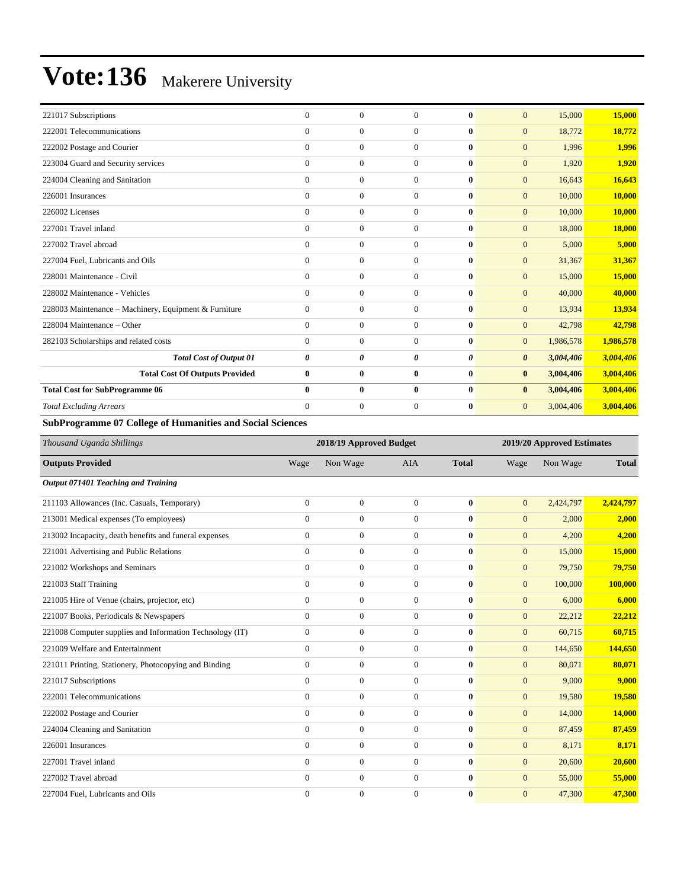# Vote:136 Makerere University

| | | | | | | | |
|---|---|---|---|---|---|---|---|
| 221017 Subscriptions | 0 | 0 | 0 | **0** | 0 | 15,000 | **15,000** |
| 222001 Telecommunications | 0 | 0 | 0 | **0** | 0 | 18,772 | **18,772** |
| 222002 Postage and Courier | 0 | 0 | 0 | **0** | 0 | 1,996 | **1,996** |
| 223004 Guard and Security services | 0 | 0 | 0 | **0** | 0 | 1,920 | **1,920** |
| 224004 Cleaning and Sanitation | 0 | 0 | 0 | **0** | 0 | 16,643 | **16,643** |
| 226001 Insurances | 0 | 0 | 0 | **0** | 0 | 10,000 | **10,000** |
| 226002 Licenses | 0 | 0 | 0 | **0** | 0 | 10,000 | **10,000** |
| 227001 Travel inland | 0 | 0 | 0 | **0** | 0 | 18,000 | **18,000** |
| 227002 Travel abroad | 0 | 0 | 0 | **0** | 0 | 5,000 | **5,000** |
| 227004 Fuel, Lubricants and Oils | 0 | 0 | 0 | **0** | 0 | 31,367 | **31,367** |
| 228001 Maintenance - Civil | 0 | 0 | 0 | **0** | 0 | 15,000 | **15,000** |
| 228002 Maintenance - Vehicles | 0 | 0 | 0 | **0** | 0 | 40,000 | **40,000** |
| 228003 Maintenance – Machinery, Equipment & Furniture | 0 | 0 | 0 | **0** | 0 | 13,934 | **13,934** |
| 228004 Maintenance – Other | 0 | 0 | 0 | **0** | 0 | 42,798 | **42,798** |
| 282103 Scholarships and related costs | 0 | 0 | 0 | **0** | 0 | 1,986,578 | **1,986,578** |
| ***Total Cost of Output 01*** | ***0*** | ***0*** | ***0*** | ***0*** | ***0*** | ***3,004,406*** | ***3,004,406*** |
| **Total Cost Of Outputs Provided** | **0** | **0** | **0** | **0** | **0** | **3,004,406** | **3,004,406** |
| **Total Cost for SubProgramme 06** | **0** | **0** | **0** | **0** | **0** | **3,004,406** | **3,004,406** |
| *Total Excluding Arrears* | 0 | 0 | 0 | **0** | 0 | 3,004,406 | **3,004,406** |

**SubProgramme 07 College of Humanities and Social Sciences**

| *Thousand Uganda Shillings* | 2018/19 Approved Budget | | | | 2019/20 Approved Estimates | | |
|---|---|---|---|---|---|---|---|
| **Outputs Provided** | Wage | Non Wage | AIA | **Total** | Wage | Non Wage | **Total** |
| ***Output 071401 Teaching and Training*** | | | | | | | |
| 211103 Allowances (Inc. Casuals, Temporary) | 0 | 0 | 0 | **0** | 0 | 2,424,797 | **2,424,797** |
| 213001 Medical expenses (To employees) | 0 | 0 | 0 | **0** | 0 | 2,000 | **2,000** |
| 213002 Incapacity, death benefits and funeral expenses | 0 | 0 | 0 | **0** | 0 | 4,200 | **4,200** |
| 221001 Advertising and Public Relations | 0 | 0 | 0 | **0** | 0 | 15,000 | **15,000** |
| 221002 Workshops and Seminars | 0 | 0 | 0 | **0** | 0 | 79,750 | **79,750** |
| 221003 Staff Training | 0 | 0 | 0 | **0** | 0 | 100,000 | **100,000** |
| 221005 Hire of Venue (chairs, projector, etc) | 0 | 0 | 0 | **0** | 0 | 6,000 | **6,000** |
| 221007 Books, Periodicals & Newspapers | 0 | 0 | 0 | **0** | 0 | 22,212 | **22,212** |
| 221008 Computer supplies and Information Technology (IT) | 0 | 0 | 0 | **0** | 0 | 60,715 | **60,715** |
| 221009 Welfare and Entertainment | 0 | 0 | 0 | **0** | 0 | 144,650 | **144,650** |
| 221011 Printing, Stationery, Photocopying and Binding | 0 | 0 | 0 | **0** | 0 | 80,071 | **80,071** |
| 221017 Subscriptions | 0 | 0 | 0 | **0** | 0 | 9,000 | **9,000** |
| 222001 Telecommunications | 0 | 0 | 0 | **0** | 0 | 19,580 | **19,580** |
| 222002 Postage and Courier | 0 | 0 | 0 | **0** | 0 | 14,000 | **14,000** |
| 224004 Cleaning and Sanitation | 0 | 0 | 0 | **0** | 0 | 87,459 | **87,459** |
| 226001 Insurances | 0 | 0 | 0 | **0** | 0 | 8,171 | **8,171** |
| 227001 Travel inland | 0 | 0 | 0 | **0** | 0 | 20,600 | **20,600** |
| 227002 Travel abroad | 0 | 0 | 0 | **0** | 0 | 55,000 | **55,000** |
| 227004 Fuel, Lubricants and Oils | 0 | 0 | 0 | **0** | 0 | 47,300 | **47,300** |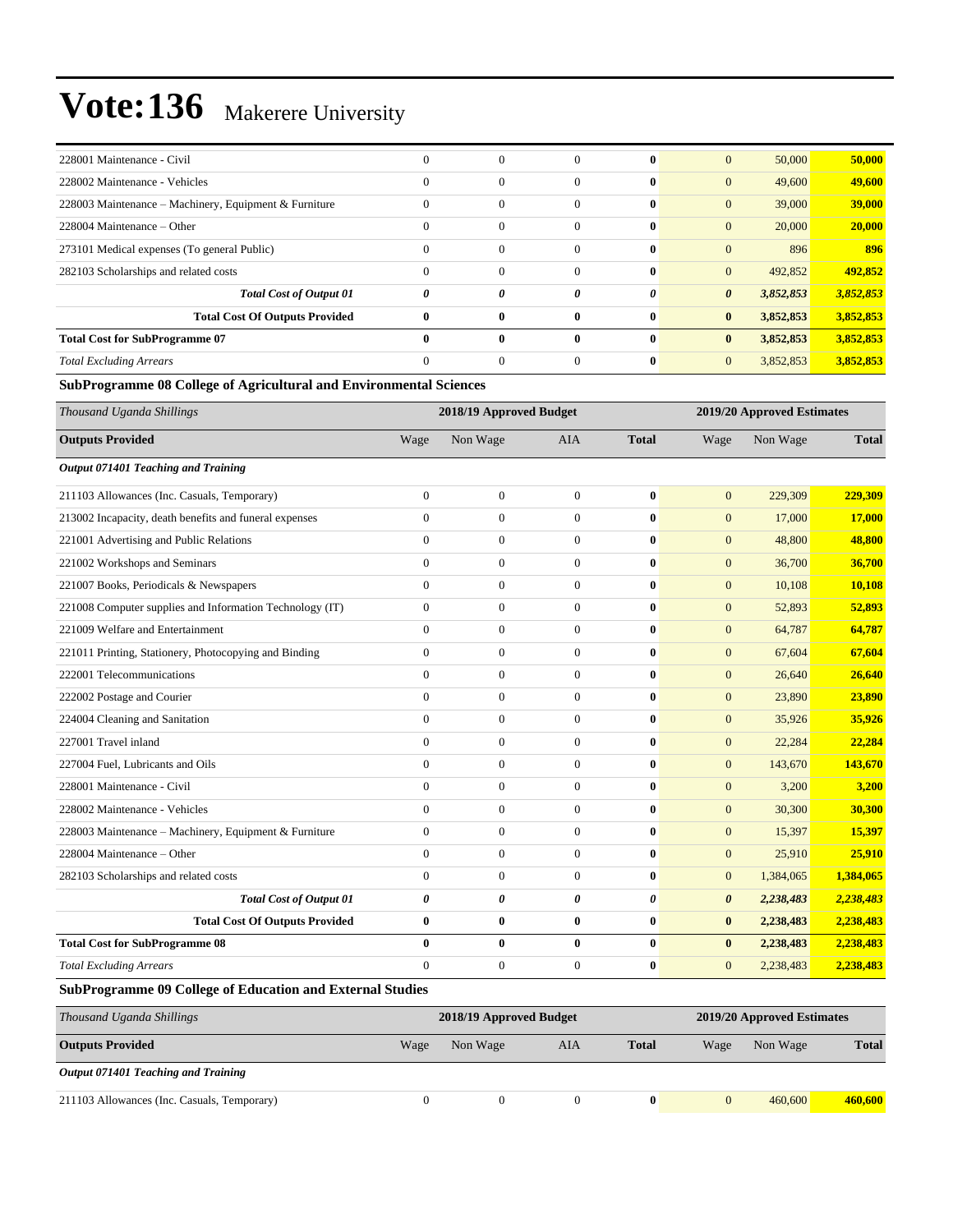# Vote:136 Makerere University

| | | | | | | | |
|---|---|---|---|---|---|---|---|
| 228001 Maintenance - Civil | 0 | 0 | 0 | **0** | 0 | 50,000 | **50,000** |
| 228002 Maintenance - Vehicles | 0 | 0 | 0 | **0** | 0 | 49,600 | **49,600** |
| 228003 Maintenance – Machinery, Equipment & Furniture | 0 | 0 | 0 | **0** | 0 | 39,000 | **39,000** |
| 228004 Maintenance – Other | 0 | 0 | 0 | **0** | 0 | 20,000 | **20,000** |
| 273101 Medical expenses (To general Public) | 0 | 0 | 0 | **0** | 0 | 896 | **896** |
| 282103 Scholarships and related costs | 0 | 0 | 0 | **0** | 0 | 492,852 | **492,852** |
| ***Total Cost of Output 01*** | ***0*** | ***0*** | ***0*** | ***0*** | ***0*** | ***3,852,853*** | ***3,852,853*** |
| **Total Cost Of Outputs Provided** | **0** | **0** | **0** | **0** | **0** | **3,852,853** | **3,852,853** |
| **Total Cost for SubProgramme 07** | **0** | **0** | **0** | **0** | **0** | **3,852,853** | **3,852,853** |
| *Total Excluding Arrears* | 0 | 0 | 0 | **0** | 0 | 3,852,853 | **3,852,853** |

**SubProgramme 08 College of Agricultural and Environmental Sciences**

| *Thousand Uganda Shillings* | 2018/19 Approved Budget | | | | 2019/20 Approved Estimates | | |
|---|---|---|---|---|---|---|---|
| **Outputs Provided** | Wage | Non Wage | AIA | **Total** | Wage | Non Wage | **Total** |
| ***Output 071401 Teaching and Training*** | | | | | | | |
| 211103 Allowances (Inc. Casuals, Temporary) | 0 | 0 | 0 | **0** | 0 | 229,309 | **229,309** |
| 213002 Incapacity, death benefits and funeral expenses | 0 | 0 | 0 | **0** | 0 | 17,000 | **17,000** |
| 221001 Advertising and Public Relations | 0 | 0 | 0 | **0** | 0 | 48,800 | **48,800** |
| 221002 Workshops and Seminars | 0 | 0 | 0 | **0** | 0 | 36,700 | **36,700** |
| 221007 Books, Periodicals & Newspapers | 0 | 0 | 0 | **0** | 0 | 10,108 | **10,108** |
| 221008 Computer supplies and Information Technology (IT) | 0 | 0 | 0 | **0** | 0 | 52,893 | **52,893** |
| 221009 Welfare and Entertainment | 0 | 0 | 0 | **0** | 0 | 64,787 | **64,787** |
| 221011 Printing, Stationery, Photocopying and Binding | 0 | 0 | 0 | **0** | 0 | 67,604 | **67,604** |
| 222001 Telecommunications | 0 | 0 | 0 | **0** | 0 | 26,640 | **26,640** |
| 222002 Postage and Courier | 0 | 0 | 0 | **0** | 0 | 23,890 | **23,890** |
| 224004 Cleaning and Sanitation | 0 | 0 | 0 | **0** | 0 | 35,926 | **35,926** |
| 227001 Travel inland | 0 | 0 | 0 | **0** | 0 | 22,284 | **22,284** |
| 227004 Fuel, Lubricants and Oils | 0 | 0 | 0 | **0** | 0 | 143,670 | **143,670** |
| 228001 Maintenance - Civil | 0 | 0 | 0 | **0** | 0 | 3,200 | **3,200** |
| 228002 Maintenance - Vehicles | 0 | 0 | 0 | **0** | 0 | 30,300 | **30,300** |
| 228003 Maintenance – Machinery, Equipment & Furniture | 0 | 0 | 0 | **0** | 0 | 15,397 | **15,397** |
| 228004 Maintenance – Other | 0 | 0 | 0 | **0** | 0 | 25,910 | **25,910** |
| 282103 Scholarships and related costs | 0 | 0 | 0 | **0** | 0 | 1,384,065 | **1,384,065** |
| ***Total Cost of Output 01*** | ***0*** | ***0*** | ***0*** | ***0*** | ***0*** | ***2,238,483*** | ***2,238,483*** |
| **Total Cost Of Outputs Provided** | **0** | **0** | **0** | **0** | **0** | **2,238,483** | **2,238,483** |
| **Total Cost for SubProgramme 08** | **0** | **0** | **0** | **0** | **0** | **2,238,483** | **2,238,483** |
| *Total Excluding Arrears* | 0 | 0 | 0 | **0** | 0 | 2,238,483 | **2,238,483** |

**SubProgramme 09 College of Education and External Studies**

| *Thousand Uganda Shillings* | 2018/19 Approved Budget | | | | 2019/20 Approved Estimates | | |
|---|---|---|---|---|---|---|---|
| **Outputs Provided** | Wage | Non Wage | AIA | **Total** | Wage | Non Wage | **Total** |
| ***Output 071401 Teaching and Training*** | | | | | | | |
| 211103 Allowances (Inc. Casuals, Temporary) | 0 | 0 | 0 | **0** | 0 | 460,600 | **460,600** |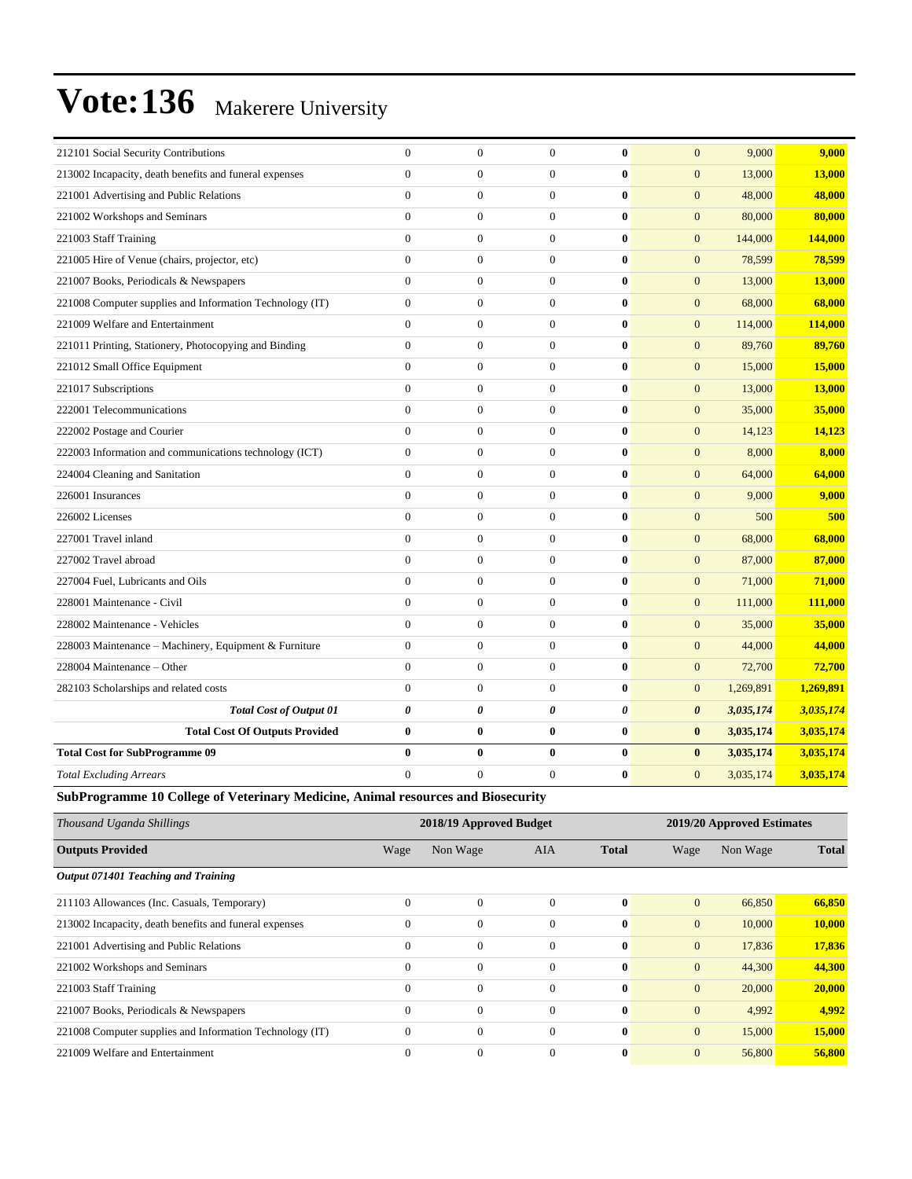| | | | | | | | |
|---|---|---|---|---|---|---|---|
| 212101 Social Security Contributions | 0 | 0 | 0 | **0** | 0 | 9,000 | **9,000** |
| 213002 Incapacity, death benefits and funeral expenses | 0 | 0 | 0 | **0** | 0 | 13,000 | **13,000** |
| 221001 Advertising and Public Relations | 0 | 0 | 0 | **0** | 0 | 48,000 | **48,000** |
| 221002 Workshops and Seminars | 0 | 0 | 0 | **0** | 0 | 80,000 | **80,000** |
| 221003 Staff Training | 0 | 0 | 0 | **0** | 0 | 144,000 | **144,000** |
| 221005 Hire of Venue (chairs, projector, etc) | 0 | 0 | 0 | **0** | 0 | 78,599 | **78,599** |
| 221007 Books, Periodicals & Newspapers | 0 | 0 | 0 | **0** | 0 | 13,000 | **13,000** |
| 221008 Computer supplies and Information Technology (IT) | 0 | 0 | 0 | **0** | 0 | 68,000 | **68,000** |
| 221009 Welfare and Entertainment | 0 | 0 | 0 | **0** | 0 | 114,000 | **114,000** |
| 221011 Printing, Stationery, Photocopying and Binding | 0 | 0 | 0 | **0** | 0 | 89,760 | **89,760** |
| 221012 Small Office Equipment | 0 | 0 | 0 | **0** | 0 | 15,000 | **15,000** |
| 221017 Subscriptions | 0 | 0 | 0 | **0** | 0 | 13,000 | **13,000** |
| 222001 Telecommunications | 0 | 0 | 0 | **0** | 0 | 35,000 | **35,000** |
| 222002 Postage and Courier | 0 | 0 | 0 | **0** | 0 | 14,123 | **14,123** |
| 222003 Information and communications technology (ICT) | 0 | 0 | 0 | **0** | 0 | 8,000 | **8,000** |
| 224004 Cleaning and Sanitation | 0 | 0 | 0 | **0** | 0 | 64,000 | **64,000** |
| 226001 Insurances | 0 | 0 | 0 | **0** | 0 | 9,000 | **9,000** |
| 226002 Licenses | 0 | 0 | 0 | **0** | 0 | 500 | **500** |
| 227001 Travel inland | 0 | 0 | 0 | **0** | 0 | 68,000 | **68,000** |
| 227002 Travel abroad | 0 | 0 | 0 | **0** | 0 | 87,000 | **87,000** |
| 227004 Fuel, Lubricants and Oils | 0 | 0 | 0 | **0** | 0 | 71,000 | **71,000** |
| 228001 Maintenance - Civil | 0 | 0 | 0 | **0** | 0 | 111,000 | **111,000** |
| 228002 Maintenance - Vehicles | 0 | 0 | 0 | **0** | 0 | 35,000 | **35,000** |
| 228003 Maintenance – Machinery, Equipment & Furniture | 0 | 0 | 0 | **0** | 0 | 44,000 | **44,000** |
| 228004 Maintenance – Other | 0 | 0 | 0 | **0** | 0 | 72,700 | **72,700** |
| 282103 Scholarships and related costs | 0 | 0 | 0 | **0** | 0 | 1,269,891 | **1,269,891** |
| ***Total Cost of Output 01*** | ***0*** | ***0*** | ***0*** | ***0*** | ***0*** | ***3,035,174*** | ***3,035,174*** |
| **Total Cost Of Outputs Provided** | **0** | **0** | **0** | **0** | **0** | **3,035,174** | **3,035,174** |
| **Total Cost for SubProgramme 09** | **0** | **0** | **0** | **0** | **0** | **3,035,174** | **3,035,174** |
| *Total Excluding Arrears* | 0 | 0 | 0 | **0** | 0 | 3,035,174 | **3,035,174** |

**SubProgramme 10 College of Veterinary Medicine, Animal resources and Biosecurity**

| *Thousand Uganda Shillings* | 2018/19 Approved Budget | | | | 2019/20 Approved Estimates | | |
|---|---|---|---|---|---|---|---|
| **Outputs Provided** | Wage | Non Wage | AIA | **Total** | Wage | Non Wage | **Total** |
| ***Output 071401 Teaching and Training*** | | | | | | | |
| 211103 Allowances (Inc. Casuals, Temporary) | 0 | 0 | 0 | **0** | 0 | 66,850 | **66,850** |
| 213002 Incapacity, death benefits and funeral expenses | 0 | 0 | 0 | **0** | 0 | 10,000 | **10,000** |
| 221001 Advertising and Public Relations | 0 | 0 | 0 | **0** | 0 | 17,836 | **17,836** |
| 221002 Workshops and Seminars | 0 | 0 | 0 | **0** | 0 | 44,300 | **44,300** |
| 221003 Staff Training | 0 | 0 | 0 | **0** | 0 | 20,000 | **20,000** |
| 221007 Books, Periodicals & Newspapers | 0 | 0 | 0 | **0** | 0 | 4,992 | **4,992** |
| 221008 Computer supplies and Information Technology (IT) | 0 | 0 | 0 | **0** | 0 | 15,000 | **15,000** |
| 221009 Welfare and Entertainment | 0 | 0 | 0 | **0** | 0 | 56,800 | **56,800** |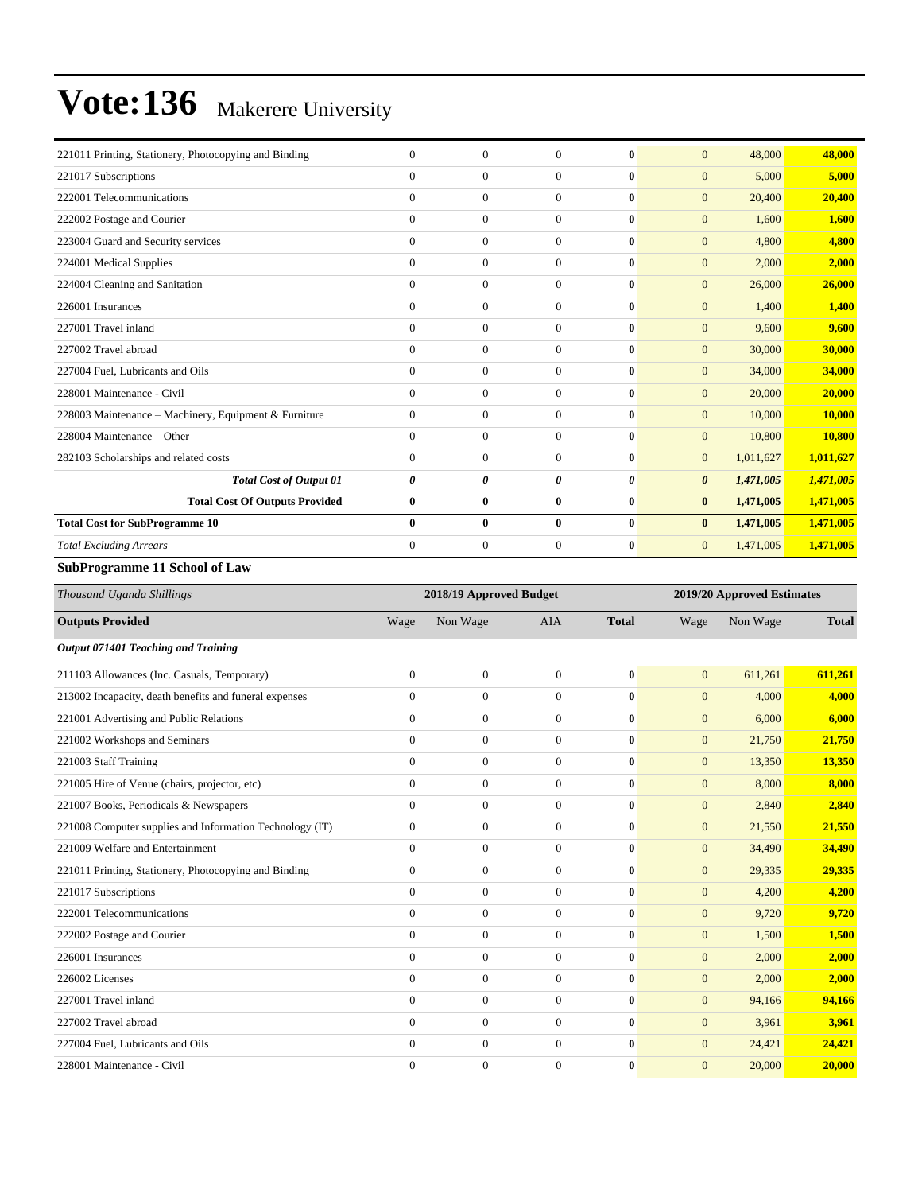# Vote:136 Makerere University

| | | | | | | | |
|---|---|---|---|---|---|---|---|
| 221011 Printing, Stationery, Photocopying and Binding | 0 | 0 | 0 | **0** | 0 | 48,000 | **48,000** |
| 221017 Subscriptions | 0 | 0 | 0 | **0** | 0 | 5,000 | **5,000** |
| 222001 Telecommunications | 0 | 0 | 0 | **0** | 0 | 20,400 | **20,400** |
| 222002 Postage and Courier | 0 | 0 | 0 | **0** | 0 | 1,600 | **1,600** |
| 223004 Guard and Security services | 0 | 0 | 0 | **0** | 0 | 4,800 | **4,800** |
| 224001 Medical Supplies | 0 | 0 | 0 | **0** | 0 | 2,000 | **2,000** |
| 224004 Cleaning and Sanitation | 0 | 0 | 0 | **0** | 0 | 26,000 | **26,000** |
| 226001 Insurances | 0 | 0 | 0 | **0** | 0 | 1,400 | **1,400** |
| 227001 Travel inland | 0 | 0 | 0 | **0** | 0 | 9,600 | **9,600** |
| 227002 Travel abroad | 0 | 0 | 0 | **0** | 0 | 30,000 | **30,000** |
| 227004 Fuel, Lubricants and Oils | 0 | 0 | 0 | **0** | 0 | 34,000 | **34,000** |
| 228001 Maintenance - Civil | 0 | 0 | 0 | **0** | 0 | 20,000 | **20,000** |
| 228003 Maintenance – Machinery, Equipment & Furniture | 0 | 0 | 0 | **0** | 0 | 10,000 | **10,000** |
| 228004 Maintenance – Other | 0 | 0 | 0 | **0** | 0 | 10,800 | **10,800** |
| 282103 Scholarships and related costs | 0 | 0 | 0 | **0** | 0 | 1,011,627 | **1,011,627** |
| ***Total Cost of Output 01*** | ***0*** | ***0*** | ***0*** | ***0*** | ***0*** | ***1,471,005*** | ***1,471,005*** |
| **Total Cost Of Outputs Provided** | **0** | **0** | **0** | **0** | **0** | **1,471,005** | **1,471,005** |
| **Total Cost for SubProgramme 10** | **0** | **0** | **0** | **0** | **0** | **1,471,005** | **1,471,005** |
| *Total Excluding Arrears* | 0 | 0 | 0 | **0** | 0 | 1,471,005 | **1,471,005** |

**SubProgramme 11 School of Law**

| *Thousand Uganda Shillings* | 2018/19 Approved Budget | | | | 2019/20 Approved Estimates | | |
|---|---|---|---|---|---|---|---|
| **Outputs Provided** | Wage | Non Wage | AIA | **Total** | Wage | Non Wage | **Total** |
| ***Output 071401 Teaching and Training*** | | | | | | | |
| 211103 Allowances (Inc. Casuals, Temporary) | 0 | 0 | 0 | **0** | 0 | 611,261 | **611,261** |
| 213002 Incapacity, death benefits and funeral expenses | 0 | 0 | 0 | **0** | 0 | 4,000 | **4,000** |
| 221001 Advertising and Public Relations | 0 | 0 | 0 | **0** | 0 | 6,000 | **6,000** |
| 221002 Workshops and Seminars | 0 | 0 | 0 | **0** | 0 | 21,750 | **21,750** |
| 221003 Staff Training | 0 | 0 | 0 | **0** | 0 | 13,350 | **13,350** |
| 221005 Hire of Venue (chairs, projector, etc) | 0 | 0 | 0 | **0** | 0 | 8,000 | **8,000** |
| 221007 Books, Periodicals & Newspapers | 0 | 0 | 0 | **0** | 0 | 2,840 | **2,840** |
| 221008 Computer supplies and Information Technology (IT) | 0 | 0 | 0 | **0** | 0 | 21,550 | **21,550** |
| 221009 Welfare and Entertainment | 0 | 0 | 0 | **0** | 0 | 34,490 | **34,490** |
| 221011 Printing, Stationery, Photocopying and Binding | 0 | 0 | 0 | **0** | 0 | 29,335 | **29,335** |
| 221017 Subscriptions | 0 | 0 | 0 | **0** | 0 | 4,200 | **4,200** |
| 222001 Telecommunications | 0 | 0 | 0 | **0** | 0 | 9,720 | **9,720** |
| 222002 Postage and Courier | 0 | 0 | 0 | **0** | 0 | 1,500 | **1,500** |
| 226001 Insurances | 0 | 0 | 0 | **0** | 0 | 2,000 | **2,000** |
| 226002 Licenses | 0 | 0 | 0 | **0** | 0 | 2,000 | **2,000** |
| 227001 Travel inland | 0 | 0 | 0 | **0** | 0 | 94,166 | **94,166** |
| 227002 Travel abroad | 0 | 0 | 0 | **0** | 0 | 3,961 | **3,961** |
| 227004 Fuel, Lubricants and Oils | 0 | 0 | 0 | **0** | 0 | 24,421 | **24,421** |
| 228001 Maintenance - Civil | 0 | 0 | 0 | **0** | 0 | 20,000 | **20,000** |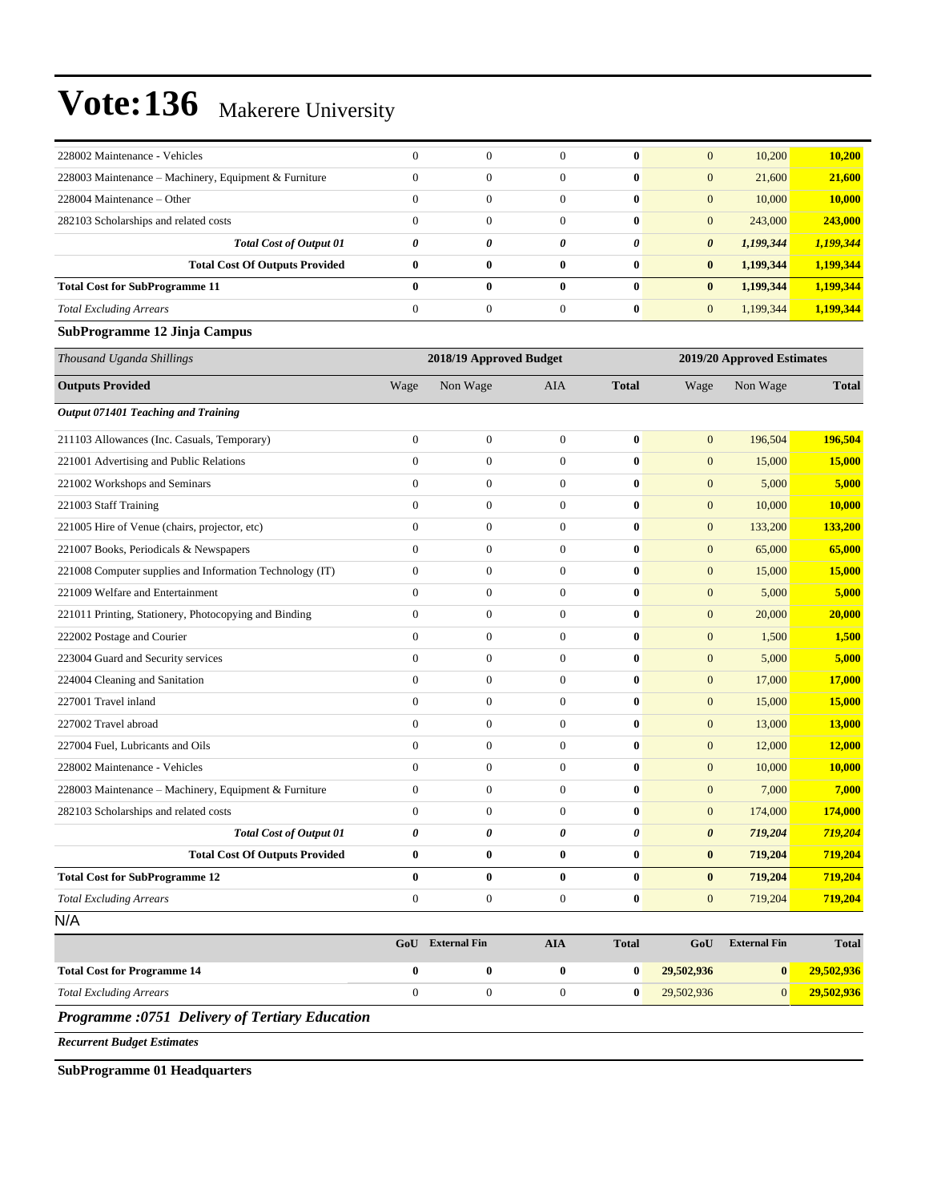# Vote:136 Makerere University

| | | | | | | | |
|---|---|---|---|---|---|---|---|
| 228002 Maintenance - Vehicles | 0 | 0 | 0 | **0** | 0 | 10,200 | **10,200** |
| 228003 Maintenance – Machinery, Equipment & Furniture | 0 | 0 | 0 | **0** | 0 | 21,600 | **21,600** |
| 228004 Maintenance – Other | 0 | 0 | 0 | **0** | 0 | 10,000 | **10,000** |
| 282103 Scholarships and related costs | 0 | 0 | 0 | **0** | 0 | 243,000 | **243,000** |
| ***Total Cost of Output 01*** | ***0*** | ***0*** | ***0*** | ***0*** | ***0*** | ***1,199,344*** | ***1,199,344*** |
| **Total Cost Of Outputs Provided** | **0** | **0** | **0** | **0** | **0** | **1,199,344** | **1,199,344** |
| **Total Cost for SubProgramme 11** | **0** | **0** | **0** | **0** | **0** | **1,199,344** | **1,199,344** |
| *Total Excluding Arrears* | 0 | 0 | 0 | **0** | 0 | 1,199,344 | **1,199,344** |

**SubProgramme 12 Jinja Campus**

| *Thousand Uganda Shillings* | 2018/19 Approved Budget | | | | 2019/20 Approved Estimates | | |
|---|---|---|---|---|---|---|---|
| **Outputs Provided** | Wage | Non Wage | AIA | **Total** | Wage | Non Wage | **Total** |
| ***Output 071401 Teaching and Training*** | | | | | | | |
| 211103 Allowances (Inc. Casuals, Temporary) | 0 | 0 | 0 | **0** | 0 | 196,504 | **196,504** |
| 221001 Advertising and Public Relations | 0 | 0 | 0 | **0** | 0 | 15,000 | **15,000** |
| 221002 Workshops and Seminars | 0 | 0 | 0 | **0** | 0 | 5,000 | **5,000** |
| 221003 Staff Training | 0 | 0 | 0 | **0** | 0 | 10,000 | **10,000** |
| 221005 Hire of Venue (chairs, projector, etc) | 0 | 0 | 0 | **0** | 0 | 133,200 | **133,200** |
| 221007 Books, Periodicals & Newspapers | 0 | 0 | 0 | **0** | 0 | 65,000 | **65,000** |
| 221008 Computer supplies and Information Technology (IT) | 0 | 0 | 0 | **0** | 0 | 15,000 | **15,000** |
| 221009 Welfare and Entertainment | 0 | 0 | 0 | **0** | 0 | 5,000 | **5,000** |
| 221011 Printing, Stationery, Photocopying and Binding | 0 | 0 | 0 | **0** | 0 | 20,000 | **20,000** |
| 222002 Postage and Courier | 0 | 0 | 0 | **0** | 0 | 1,500 | **1,500** |
| 223004 Guard and Security services | 0 | 0 | 0 | **0** | 0 | 5,000 | **5,000** |
| 224004 Cleaning and Sanitation | 0 | 0 | 0 | **0** | 0 | 17,000 | **17,000** |
| 227001 Travel inland | 0 | 0 | 0 | **0** | 0 | 15,000 | **15,000** |
| 227002 Travel abroad | 0 | 0 | 0 | **0** | 0 | 13,000 | **13,000** |
| 227004 Fuel, Lubricants and Oils | 0 | 0 | 0 | **0** | 0 | 12,000 | **12,000** |
| 228002 Maintenance - Vehicles | 0 | 0 | 0 | **0** | 0 | 10,000 | **10,000** |
| 228003 Maintenance – Machinery, Equipment & Furniture | 0 | 0 | 0 | **0** | 0 | 7,000 | **7,000** |
| 282103 Scholarships and related costs | 0 | 0 | 0 | **0** | 0 | 174,000 | **174,000** |
| ***Total Cost of Output 01*** | ***0*** | ***0*** | ***0*** | ***0*** | ***0*** | ***719,204*** | ***719,204*** |
| **Total Cost Of Outputs Provided** | **0** | **0** | **0** | **0** | **0** | **719,204** | **719,204** |
| **Total Cost for SubProgramme 12** | **0** | **0** | **0** | **0** | **0** | **719,204** | **719,204** |
| *Total Excluding Arrears* | 0 | 0 | 0 | **0** | 0 | 719,204 | **719,204** |

N/A

| | GoU | External Fin | AIA | Total | GoU | External Fin | Total |
|---|---|---|---|---|---|---|---|
| **Total Cost for Programme 14** | **0** | **0** | **0** | **0** | **29,502,936** | **0** | **29,502,936** |
| *Total Excluding Arrears* | 0 | 0 | 0 | **0** | 29,502,936 | 0 | **29,502,936** |

***Programme :0751 Delivery of Tertiary Education***

***Recurrent Budget Estimates***

**SubProgramme 01 Headquarters**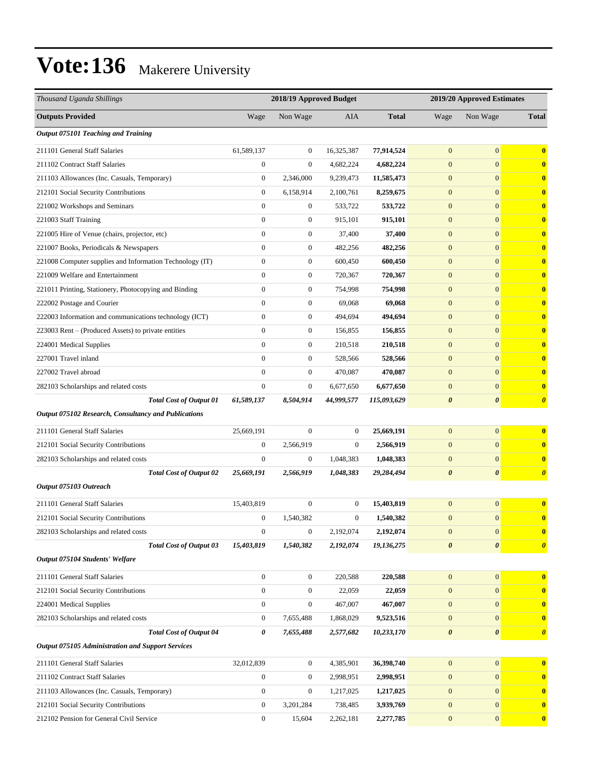# Vote:136 Makerere University

| *Thousand Uganda Shillings* | 2018/19 Approved Budget | | | | 2019/20 Approved Estimates | | |
|---|---|---|---|---|---|---|---|
| **Outputs Provided** | Wage | Non Wage | AIA | **Total** | Wage | Non Wage | **Total** |
| ***Output 075101 Teaching and Training*** | | | | | | | |
| 211101 General Staff Salaries | 61,589,137 | 0 | 16,325,387 | **77,914,524** | 0 | 0 | **0** |
| 211102 Contract Staff Salaries | 0 | 0 | 4,682,224 | **4,682,224** | 0 | 0 | **0** |
| 211103 Allowances (Inc. Casuals, Temporary) | 0 | 2,346,000 | 9,239,473 | **11,585,473** | 0 | 0 | **0** |
| 212101 Social Security Contributions | 0 | 6,158,914 | 2,100,761 | **8,259,675** | 0 | 0 | **0** |
| 221002 Workshops and Seminars | 0 | 0 | 533,722 | **533,722** | 0 | 0 | **0** |
| 221003 Staff Training | 0 | 0 | 915,101 | **915,101** | 0 | 0 | **0** |
| 221005 Hire of Venue (chairs, projector, etc) | 0 | 0 | 37,400 | **37,400** | 0 | 0 | **0** |
| 221007 Books, Periodicals & Newspapers | 0 | 0 | 482,256 | **482,256** | 0 | 0 | **0** |
| 221008 Computer supplies and Information Technology (IT) | 0 | 0 | 600,450 | **600,450** | 0 | 0 | **0** |
| 221009 Welfare and Entertainment | 0 | 0 | 720,367 | **720,367** | 0 | 0 | **0** |
| 221011 Printing, Stationery, Photocopying and Binding | 0 | 0 | 754,998 | **754,998** | 0 | 0 | **0** |
| 222002 Postage and Courier | 0 | 0 | 69,068 | **69,068** | 0 | 0 | **0** |
| 222003 Information and communications technology (ICT) | 0 | 0 | 494,694 | **494,694** | 0 | 0 | **0** |
| 223003 Rent – (Produced Assets) to private entities | 0 | 0 | 156,855 | **156,855** | 0 | 0 | **0** |
| 224001 Medical Supplies | 0 | 0 | 210,518 | **210,518** | 0 | 0 | **0** |
| 227001 Travel inland | 0 | 0 | 528,566 | **528,566** | 0 | 0 | **0** |
| 227002 Travel abroad | 0 | 0 | 470,087 | **470,087** | 0 | 0 | **0** |
| 282103 Scholarships and related costs | 0 | 0 | 6,677,650 | **6,677,650** | 0 | 0 | **0** |
| ***Total Cost of Output 01*** | ***61,589,137*** | ***8,504,914*** | ***44,999,577*** | ***115,093,629*** | ***0*** | ***0*** | ***0*** |
| ***Output 075102 Research, Consultancy and Publications*** | | | | | | | |
| 211101 General Staff Salaries | 25,669,191 | 0 | 0 | **25,669,191** | 0 | 0 | **0** |
| 212101 Social Security Contributions | 0 | 2,566,919 | 0 | **2,566,919** | 0 | 0 | **0** |
| 282103 Scholarships and related costs | 0 | 0 | 1,048,383 | **1,048,383** | 0 | 0 | **0** |
| ***Total Cost of Output 02*** | ***25,669,191*** | ***2,566,919*** | ***1,048,383*** | ***29,284,494*** | ***0*** | ***0*** | ***0*** |
| ***Output 075103 Outreach*** | | | | | | | |
| 211101 General Staff Salaries | 15,403,819 | 0 | 0 | **15,403,819** | 0 | 0 | **0** |
| 212101 Social Security Contributions | 0 | 1,540,382 | 0 | **1,540,382** | 0 | 0 | **0** |
| 282103 Scholarships and related costs | 0 | 0 | 2,192,074 | **2,192,074** | 0 | 0 | **0** |
| ***Total Cost of Output 03*** | ***15,403,819*** | ***1,540,382*** | ***2,192,074*** | ***19,136,275*** | ***0*** | ***0*** | ***0*** |
| ***Output 075104 Students' Welfare*** | | | | | | | |
| 211101 General Staff Salaries | 0 | 0 | 220,588 | **220,588** | 0 | 0 | **0** |
| 212101 Social Security Contributions | 0 | 0 | 22,059 | **22,059** | 0 | 0 | **0** |
| 224001 Medical Supplies | 0 | 0 | 467,007 | **467,007** | 0 | 0 | **0** |
| 282103 Scholarships and related costs | 0 | 7,655,488 | 1,868,029 | **9,523,516** | 0 | 0 | **0** |
| ***Total Cost of Output 04*** | ***0*** | ***7,655,488*** | ***2,577,682*** | ***10,233,170*** | ***0*** | ***0*** | ***0*** |
| ***Output 075105 Administration and Support Services*** | | | | | | | |
| 211101 General Staff Salaries | 32,012,839 | 0 | 4,385,901 | **36,398,740** | 0 | 0 | **0** |
| 211102 Contract Staff Salaries | 0 | 0 | 2,998,951 | **2,998,951** | 0 | 0 | **0** |
| 211103 Allowances (Inc. Casuals, Temporary) | 0 | 0 | 1,217,025 | **1,217,025** | 0 | 0 | **0** |
| 212101 Social Security Contributions | 0 | 3,201,284 | 738,485 | **3,939,769** | 0 | 0 | **0** |
| 212102 Pension for General Civil Service | 0 | 15,604 | 2,262,181 | **2,277,785** | 0 | 0 | **0** |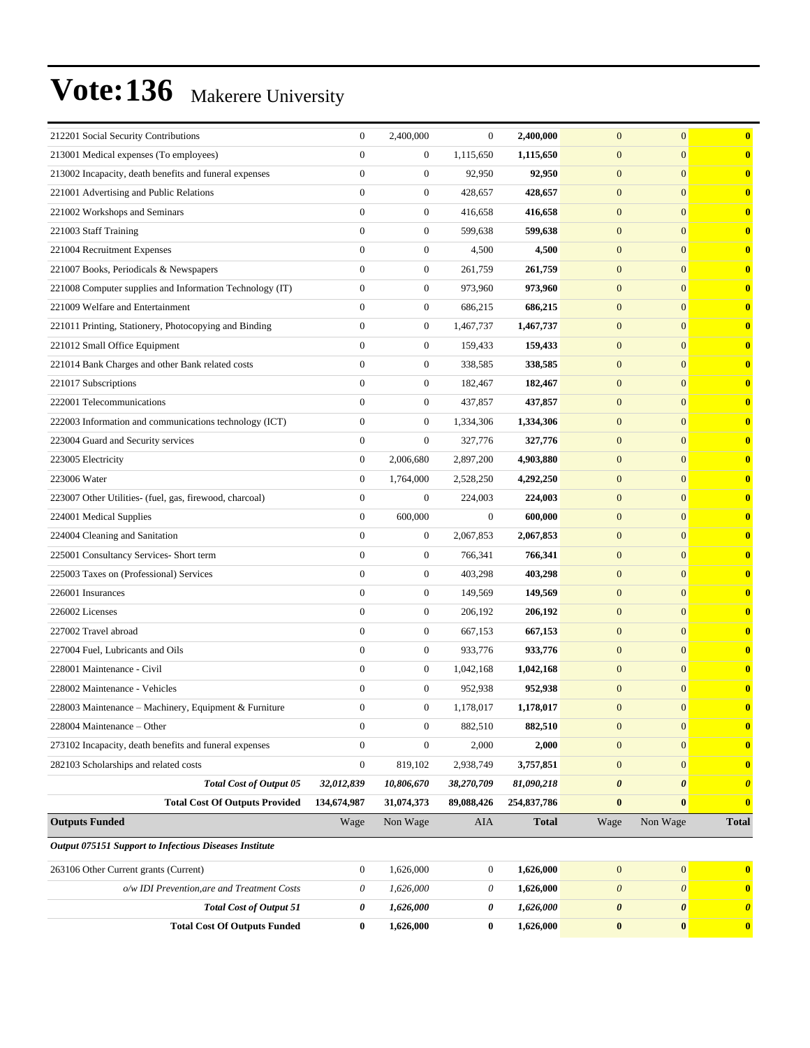# Vote:136 Makerere University

| | | | | | | | |
|---|---|---|---|---|---|---|---|
| 212201 Social Security Contributions | 0 | 2,400,000 | 0 | **2,400,000** | 0 | 0 | **0** |
| 213001 Medical expenses (To employees) | 0 | 0 | 1,115,650 | **1,115,650** | 0 | 0 | **0** |
| 213002 Incapacity, death benefits and funeral expenses | 0 | 0 | 92,950 | **92,950** | 0 | 0 | **0** |
| 221001 Advertising and Public Relations | 0 | 0 | 428,657 | **428,657** | 0 | 0 | **0** |
| 221002 Workshops and Seminars | 0 | 0 | 416,658 | **416,658** | 0 | 0 | **0** |
| 221003 Staff Training | 0 | 0 | 599,638 | **599,638** | 0 | 0 | **0** |
| 221004 Recruitment Expenses | 0 | 0 | 4,500 | **4,500** | 0 | 0 | **0** |
| 221007 Books, Periodicals & Newspapers | 0 | 0 | 261,759 | **261,759** | 0 | 0 | **0** |
| 221008 Computer supplies and Information Technology (IT) | 0 | 0 | 973,960 | **973,960** | 0 | 0 | **0** |
| 221009 Welfare and Entertainment | 0 | 0 | 686,215 | **686,215** | 0 | 0 | **0** |
| 221011 Printing, Stationery, Photocopying and Binding | 0 | 0 | 1,467,737 | **1,467,737** | 0 | 0 | **0** |
| 221012 Small Office Equipment | 0 | 0 | 159,433 | **159,433** | 0 | 0 | **0** |
| 221014 Bank Charges and other Bank related costs | 0 | 0 | 338,585 | **338,585** | 0 | 0 | **0** |
| 221017 Subscriptions | 0 | 0 | 182,467 | **182,467** | 0 | 0 | **0** |
| 222001 Telecommunications | 0 | 0 | 437,857 | **437,857** | 0 | 0 | **0** |
| 222003 Information and communications technology (ICT) | 0 | 0 | 1,334,306 | **1,334,306** | 0 | 0 | **0** |
| 223004 Guard and Security services | 0 | 0 | 327,776 | **327,776** | 0 | 0 | **0** |
| 223005 Electricity | 0 | 2,006,680 | 2,897,200 | **4,903,880** | 0 | 0 | **0** |
| 223006 Water | 0 | 1,764,000 | 2,528,250 | **4,292,250** | 0 | 0 | **0** |
| 223007 Other Utilities- (fuel, gas, firewood, charcoal) | 0 | 0 | 224,003 | **224,003** | 0 | 0 | **0** |
| 224001 Medical Supplies | 0 | 600,000 | 0 | **600,000** | 0 | 0 | **0** |
| 224004 Cleaning and Sanitation | 0 | 0 | 2,067,853 | **2,067,853** | 0 | 0 | **0** |
| 225001 Consultancy Services- Short term | 0 | 0 | 766,341 | **766,341** | 0 | 0 | **0** |
| 225003 Taxes on (Professional) Services | 0 | 0 | 403,298 | **403,298** | 0 | 0 | **0** |
| 226001 Insurances | 0 | 0 | 149,569 | **149,569** | 0 | 0 | **0** |
| 226002 Licenses | 0 | 0 | 206,192 | **206,192** | 0 | 0 | **0** |
| 227002 Travel abroad | 0 | 0 | 667,153 | **667,153** | 0 | 0 | **0** |
| 227004 Fuel, Lubricants and Oils | 0 | 0 | 933,776 | **933,776** | 0 | 0 | **0** |
| 228001 Maintenance - Civil | 0 | 0 | 1,042,168 | **1,042,168** | 0 | 0 | **0** |
| 228002 Maintenance - Vehicles | 0 | 0 | 952,938 | **952,938** | 0 | 0 | **0** |
| 228003 Maintenance – Machinery, Equipment & Furniture | 0 | 0 | 1,178,017 | **1,178,017** | 0 | 0 | **0** |
| 228004 Maintenance – Other | 0 | 0 | 882,510 | **882,510** | 0 | 0 | **0** |
| 273102 Incapacity, death benefits and funeral expenses | 0 | 0 | 2,000 | **2,000** | 0 | 0 | **0** |
| 282103 Scholarships and related costs | 0 | 819,102 | 2,938,749 | **3,757,851** | 0 | 0 | **0** |
| ***Total Cost of Output 05*** | ***32,012,839*** | ***10,806,670*** | ***38,270,709*** | ***81,090,218*** | ***0*** | ***0*** | ***0*** |
| **Total Cost Of Outputs Provided** | **134,674,987** | **31,074,373** | **89,088,426** | **254,837,786** | **0** | **0** | **0** |
| **Outputs Funded** | Wage | Non Wage | AIA | **Total** | Wage | Non Wage | **Total** |
| ***Output 075151 Support to Infectious Diseases Institute*** | | | | | | | |
| 263106 Other Current grants (Current) | 0 | 1,626,000 | 0 | **1,626,000** | 0 | 0 | **0** |
| *o/w IDI Prevention,are and Treatment Costs* | *0* | *1,626,000* | *0* | **1,626,000** | *0* | *0* | **0** |
| ***Total Cost of Output 51*** | ***0*** | ***1,626,000*** | ***0*** | ***1,626,000*** | ***0*** | ***0*** | ***0*** |
| **Total Cost Of Outputs Funded** | **0** | **1,626,000** | **0** | **1,626,000** | **0** | **0** | **0** |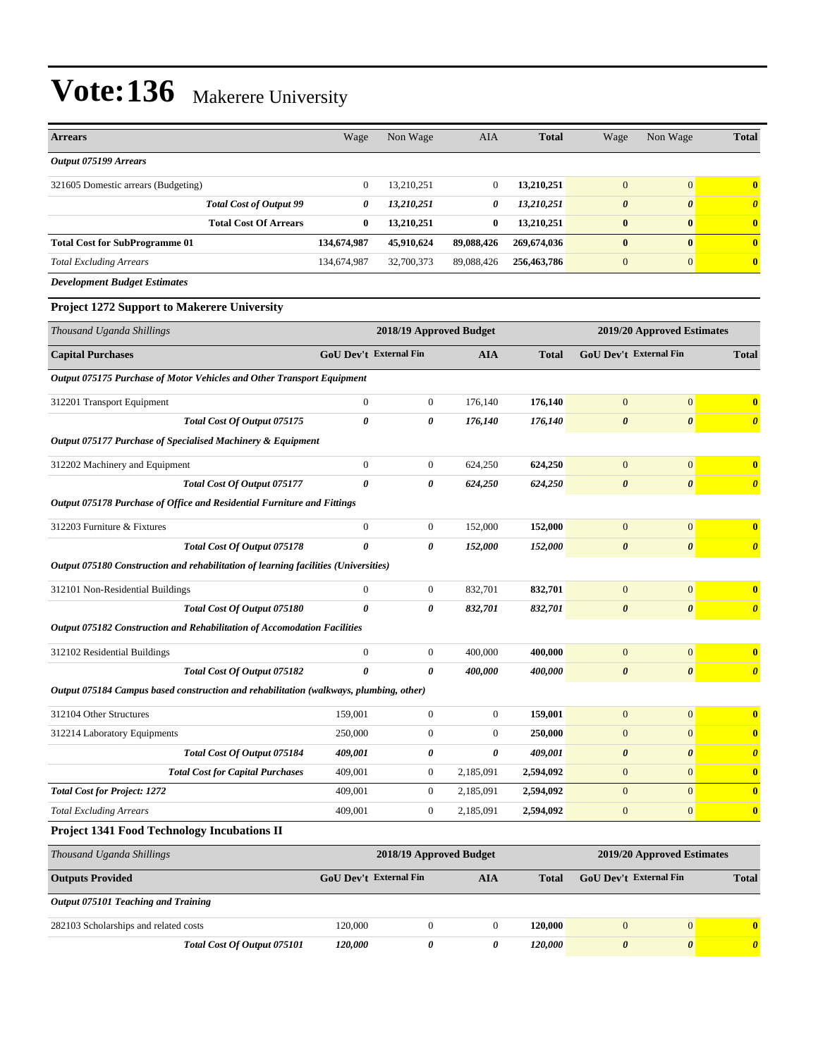# Vote:136 Makerere University

| Arrears | Wage | Non Wage | AIA | Total | Wage | Non Wage | Total |
|---|---|---|---|---|---|---|---|
| ***Output 075199 Arrears*** | | | | | | | |
| 321605 Domestic arrears (Budgeting) | 0 | 13,210,251 | 0 | **13,210,251** | 0 | 0 | **0** |
| ***Total Cost of Output 99*** | ***0*** | ***13,210,251*** | ***0*** | ***13,210,251*** | ***0*** | ***0*** | ***0*** |
| **Total Cost Of Arrears** | **0** | **13,210,251** | **0** | **13,210,251** | **0** | **0** | **0** |
| **Total Cost for SubProgramme 01** | **134,674,987** | **45,910,624** | **89,088,426** | **269,674,036** | **0** | **0** | **0** |
| *Total Excluding Arrears* | 134,674,987 | 32,700,373 | 89,088,426 | **256,463,786** | 0 | 0 | **0** |

***Development Budget Estimates***

### Project 1272 Support to Makerere University

| *Thousand Uganda Shillings* | 2018/19 Approved Budget | | | | 2019/20 Approved Estimates | | |
|---|---|---|---|---|---|---|---|
| **Capital Purchases** | **GoU Dev't** | **External Fin** | **AIA** | **Total** | **GoU Dev't** | **External Fin** | **Total** |
| ***Output 075175 Purchase of Motor Vehicles and Other Transport Equipment*** | | | | | | | |
| 312201 Transport Equipment | 0 | 0 | 176,140 | **176,140** | 0 | 0 | **0** |
| ***Total Cost Of Output 075175*** | ***0*** | ***0*** | ***176,140*** | ***176,140*** | ***0*** | ***0*** | ***0*** |
| ***Output 075177 Purchase of Specialised Machinery & Equipment*** | | | | | | | |
| 312202 Machinery and Equipment | 0 | 0 | 624,250 | **624,250** | 0 | 0 | **0** |
| ***Total Cost Of Output 075177*** | ***0*** | ***0*** | ***624,250*** | ***624,250*** | ***0*** | ***0*** | ***0*** |
| ***Output 075178 Purchase of Office and Residential Furniture and Fittings*** | | | | | | | |
| 312203 Furniture & Fixtures | 0 | 0 | 152,000 | **152,000** | 0 | 0 | **0** |
| ***Total Cost Of Output 075178*** | ***0*** | ***0*** | ***152,000*** | ***152,000*** | ***0*** | ***0*** | ***0*** |
| ***Output 075180 Construction and rehabilitation of learning facilities (Universities)*** | | | | | | | |
| 312101 Non-Residential Buildings | 0 | 0 | 832,701 | **832,701** | 0 | 0 | **0** |
| ***Total Cost Of Output 075180*** | ***0*** | ***0*** | ***832,701*** | ***832,701*** | ***0*** | ***0*** | ***0*** |
| ***Output 075182 Construction and Rehabilitation of Accomodation Facilities*** | | | | | | | |
| 312102 Residential Buildings | 0 | 0 | 400,000 | **400,000** | 0 | 0 | **0** |
| ***Total Cost Of Output 075182*** | ***0*** | ***0*** | ***400,000*** | ***400,000*** | ***0*** | ***0*** | ***0*** |
| ***Output 075184 Campus based construction and rehabilitation (walkways, plumbing, other)*** | | | | | | | |
| 312104 Other Structures | 159,001 | 0 | 0 | **159,001** | 0 | 0 | **0** |
| 312214 Laboratory Equipments | 250,000 | 0 | 0 | **250,000** | 0 | 0 | **0** |
| ***Total Cost Of Output 075184*** | ***409,001*** | ***0*** | ***0*** | ***409,001*** | ***0*** | ***0*** | ***0*** |
| ***Total Cost for Capital Purchases*** | 409,001 | 0 | 2,185,091 | **2,594,092** | 0 | 0 | **0** |
| ***Total Cost for Project: 1272*** | 409,001 | 0 | 2,185,091 | **2,594,092** | 0 | 0 | **0** |
| *Total Excluding Arrears* | 409,001 | 0 | 2,185,091 | **2,594,092** | 0 | 0 | **0** |

### Project 1341 Food Technology Incubations II

| *Thousand Uganda Shillings* | 2018/19 Approved Budget | | | | 2019/20 Approved Estimates | | |
|---|---|---|---|---|---|---|---|
| **Outputs Provided** | **GoU Dev't** | **External Fin** | **AIA** | **Total** | **GoU Dev't** | **External Fin** | **Total** |
| ***Output 075101 Teaching and Training*** | | | | | | | |
| 282103 Scholarships and related costs | 120,000 | 0 | 0 | **120,000** | 0 | 0 | **0** |
| ***Total Cost Of Output 075101*** | ***120,000*** | ***0*** | ***0*** | ***120,000*** | ***0*** | ***0*** | ***0*** |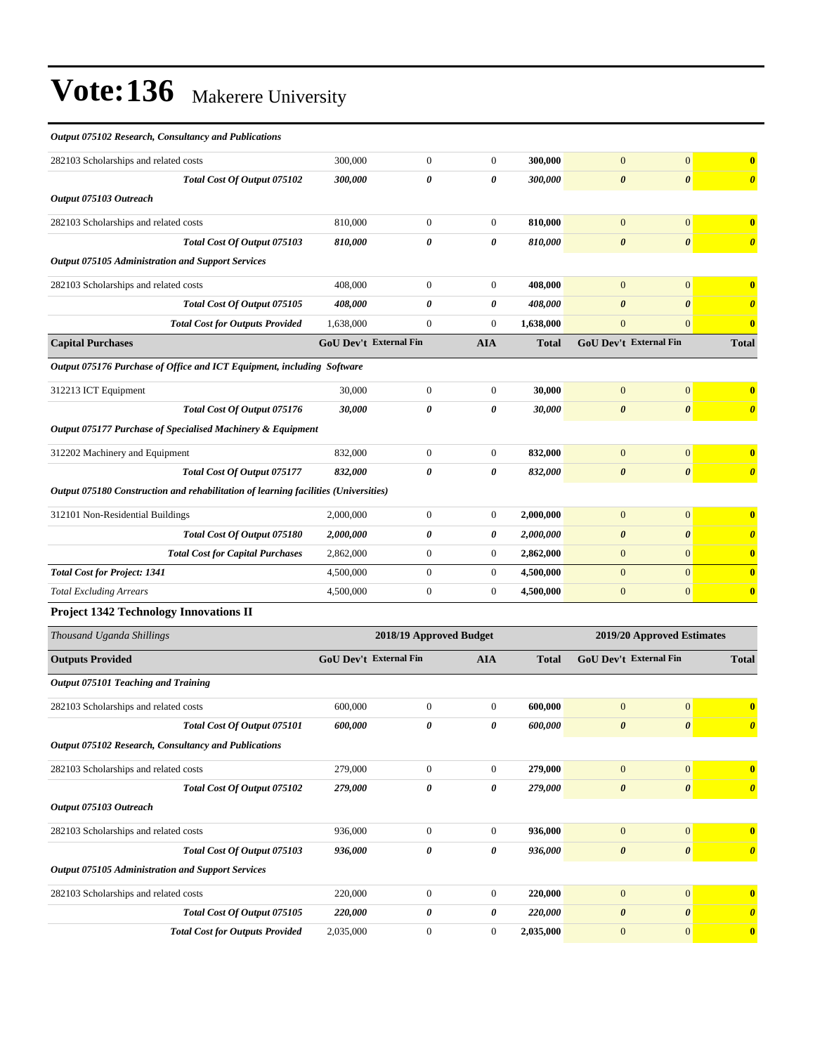# Vote:136 Makerere University

| | | | | | | | |
|---|---|---|---|---|---|---|---|
| ***Output 075102 Research, Consultancy and Publications*** | | | | | | | |
| 282103 Scholarships and related costs | 300,000 | 0 | 0 | **300,000** | 0 | 0 | **0** |
| ***Total Cost Of Output 075102*** | ***300,000*** | ***0*** | ***0*** | ***300,000*** | ***0*** | ***0*** | ***0*** |
| ***Output 075103 Outreach*** | | | | | | | |
| 282103 Scholarships and related costs | 810,000 | 0 | 0 | **810,000** | 0 | 0 | **0** |
| ***Total Cost Of Output 075103*** | ***810,000*** | ***0*** | ***0*** | ***810,000*** | ***0*** | ***0*** | ***0*** |
| ***Output 075105 Administration and Support Services*** | | | | | | | |
| 282103 Scholarships and related costs | 408,000 | 0 | 0 | **408,000** | 0 | 0 | **0** |
| ***Total Cost Of Output 075105*** | ***408,000*** | ***0*** | ***0*** | ***408,000*** | ***0*** | ***0*** | ***0*** |
| ***Total Cost for Outputs Provided*** | 1,638,000 | 0 | 0 | **1,638,000** | 0 | 0 | **0** |
| **Capital Purchases** | **GoU Dev't** | **External Fin** | **AIA** | **Total** | **GoU Dev't** | **External Fin** | **Total** |
| ***Output 075176 Purchase of Office and ICT Equipment, including Software*** | | | | | | | |
| 312213 ICT Equipment | 30,000 | 0 | 0 | **30,000** | 0 | 0 | **0** |
| ***Total Cost Of Output 075176*** | ***30,000*** | ***0*** | ***0*** | ***30,000*** | ***0*** | ***0*** | ***0*** |
| ***Output 075177 Purchase of Specialised Machinery & Equipment*** | | | | | | | |
| 312202 Machinery and Equipment | 832,000 | 0 | 0 | **832,000** | 0 | 0 | **0** |
| ***Total Cost Of Output 075177*** | ***832,000*** | ***0*** | ***0*** | ***832,000*** | ***0*** | ***0*** | ***0*** |
| ***Output 075180 Construction and rehabilitation of learning facilities (Universities)*** | | | | | | | |
| 312101 Non-Residential Buildings | 2,000,000 | 0 | 0 | **2,000,000** | 0 | 0 | **0** |
| ***Total Cost Of Output 075180*** | ***2,000,000*** | ***0*** | ***0*** | ***2,000,000*** | ***0*** | ***0*** | ***0*** |
| ***Total Cost for Capital Purchases*** | 2,862,000 | 0 | 0 | **2,862,000** | 0 | 0 | **0** |
| ***Total Cost for Project: 1341*** | 4,500,000 | 0 | 0 | **4,500,000** | 0 | 0 | **0** |
| *Total Excluding Arrears* | 4,500,000 | 0 | 0 | **4,500,000** | 0 | 0 | **0** |

### Project 1342 Technology Innovations II

| *Thousand Uganda Shillings* | 2018/19 Approved Budget | | | | 2019/20 Approved Estimates | | |
|---|---|---|---|---|---|---|---|
| **Outputs Provided** | **GoU Dev't** | **External Fin** | **AIA** | **Total** | **GoU Dev't** | **External Fin** | **Total** |
| ***Output 075101 Teaching and Training*** | | | | | | | |
| 282103 Scholarships and related costs | 600,000 | 0 | 0 | **600,000** | 0 | 0 | **0** |
| ***Total Cost Of Output 075101*** | ***600,000*** | ***0*** | ***0*** | ***600,000*** | ***0*** | ***0*** | ***0*** |
| ***Output 075102 Research, Consultancy and Publications*** | | | | | | | |
| 282103 Scholarships and related costs | 279,000 | 0 | 0 | **279,000** | 0 | 0 | **0** |
| ***Total Cost Of Output 075102*** | ***279,000*** | ***0*** | ***0*** | ***279,000*** | ***0*** | ***0*** | ***0*** |
| ***Output 075103 Outreach*** | | | | | | | |
| 282103 Scholarships and related costs | 936,000 | 0 | 0 | **936,000** | 0 | 0 | **0** |
| ***Total Cost Of Output 075103*** | ***936,000*** | ***0*** | ***0*** | ***936,000*** | ***0*** | ***0*** | ***0*** |
| ***Output 075105 Administration and Support Services*** | | | | | | | |
| 282103 Scholarships and related costs | 220,000 | 0 | 0 | **220,000** | 0 | 0 | **0** |
| ***Total Cost Of Output 075105*** | ***220,000*** | ***0*** | ***0*** | ***220,000*** | ***0*** | ***0*** | ***0*** |
| ***Total Cost for Outputs Provided*** | 2,035,000 | 0 | 0 | **2,035,000** | 0 | 0 | **0** |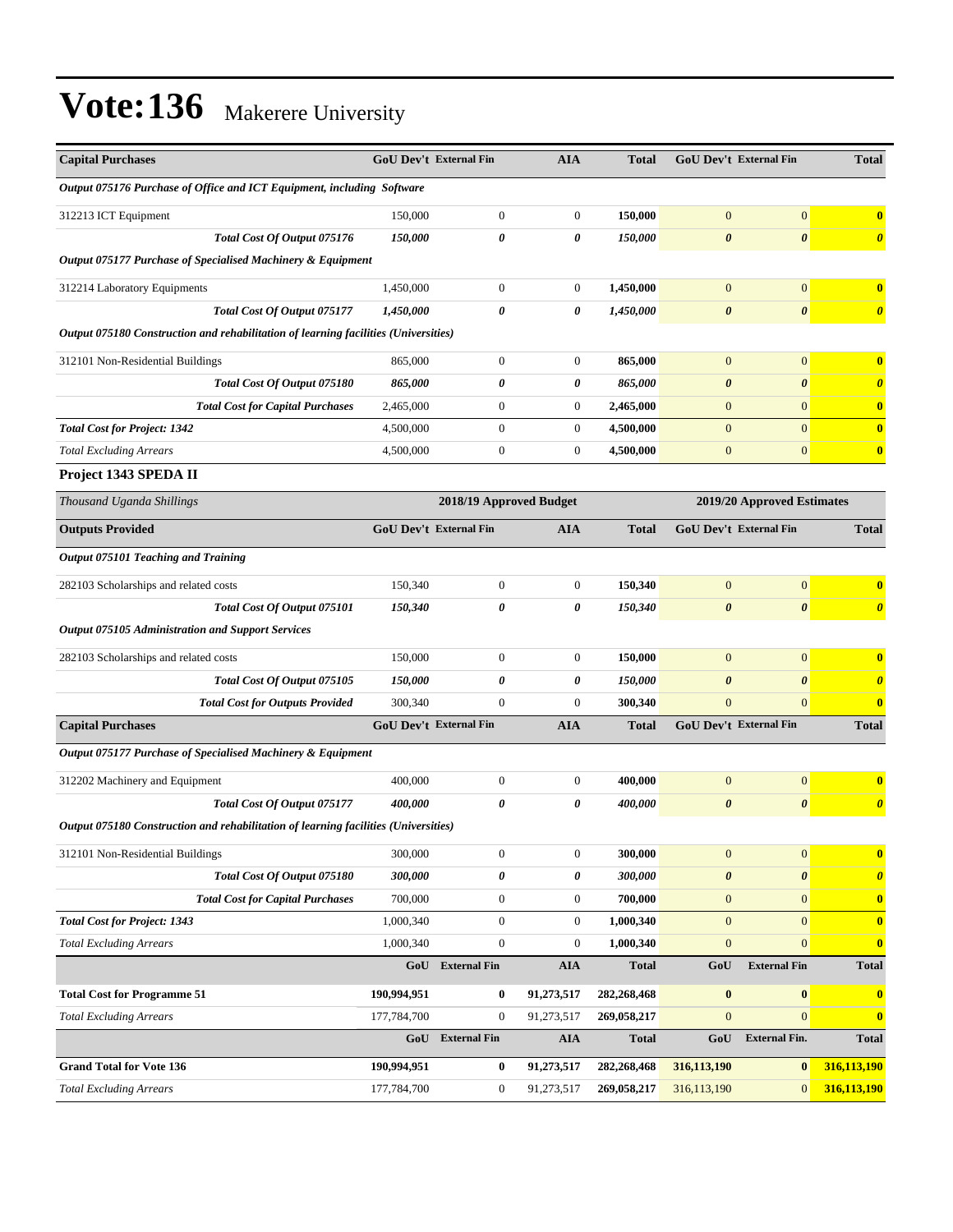# Vote:136 Makerere University

| Capital Purchases | GoU Dev't | External Fin | AIA | Total | GoU Dev't | External Fin | Total |
|---|---|---|---|---|---|---|---|
| *Output 075176 Purchase of Office and ICT Equipment, including Software* | | | | | | | |
| 312213 ICT Equipment | 150,000 | 0 | 0 | **150,000** | 0 | 0 | **0** |
| ***Total Cost Of Output 075176*** | ***150,000*** | ***0*** | ***0*** | ***150,000*** | ***0*** | ***0*** | ***0*** |
| *Output 075177 Purchase of Specialised Machinery & Equipment* | | | | | | | |
| 312214 Laboratory Equipments | 1,450,000 | 0 | 0 | **1,450,000** | 0 | 0 | **0** |
| ***Total Cost Of Output 075177*** | ***1,450,000*** | ***0*** | ***0*** | ***1,450,000*** | ***0*** | ***0*** | ***0*** |
| *Output 075180 Construction and rehabilitation of learning facilities (Universities)* | | | | | | | |
| 312101 Non-Residential Buildings | 865,000 | 0 | 0 | **865,000** | 0 | 0 | **0** |
| ***Total Cost Of Output 075180*** | ***865,000*** | ***0*** | ***0*** | ***865,000*** | ***0*** | ***0*** | ***0*** |
| ***Total Cost for Capital Purchases*** | 2,465,000 | 0 | 0 | **2,465,000** | 0 | 0 | **0** |
| ***Total Cost for Project: 1342*** | 4,500,000 | 0 | 0 | **4,500,000** | 0 | 0 | **0** |
| *Total Excluding Arrears* | 4,500,000 | 0 | 0 | **4,500,000** | 0 | 0 | **0** |

**Project 1343 SPEDA II**

| *Thousand Uganda Shillings* | 2018/19 Approved Budget | | | | 2019/20 Approved Estimates | | |
|---|---|---|---|---|---|---|---|
| **Outputs Provided** | **GoU Dev't** | **External Fin** | **AIA** | **Total** | **GoU Dev't** | **External Fin** | **Total** |
| *Output 075101 Teaching and Training* | | | | | | | |
| 282103 Scholarships and related costs | 150,340 | 0 | 0 | **150,340** | 0 | 0 | **0** |
| ***Total Cost Of Output 075101*** | ***150,340*** | ***0*** | ***0*** | ***150,340*** | ***0*** | ***0*** | ***0*** |
| *Output 075105 Administration and Support Services* | | | | | | | |
| 282103 Scholarships and related costs | 150,000 | 0 | 0 | **150,000** | 0 | 0 | **0** |
| ***Total Cost Of Output 075105*** | ***150,000*** | ***0*** | ***0*** | ***150,000*** | ***0*** | ***0*** | ***0*** |
| ***Total Cost for Outputs Provided*** | 300,340 | 0 | 0 | **300,340** | 0 | 0 | **0** |
| **Capital Purchases** | **GoU Dev't** | **External Fin** | **AIA** | **Total** | **GoU Dev't** | **External Fin** | **Total** |
| *Output 075177 Purchase of Specialised Machinery & Equipment* | | | | | | | |
| 312202 Machinery and Equipment | 400,000 | 0 | 0 | **400,000** | 0 | 0 | **0** |
| ***Total Cost Of Output 075177*** | ***400,000*** | ***0*** | ***0*** | ***400,000*** | ***0*** | ***0*** | ***0*** |
| *Output 075180 Construction and rehabilitation of learning facilities (Universities)* | | | | | | | |
| 312101 Non-Residential Buildings | 300,000 | 0 | 0 | **300,000** | 0 | 0 | **0** |
| ***Total Cost Of Output 075180*** | ***300,000*** | ***0*** | ***0*** | ***300,000*** | ***0*** | ***0*** | ***0*** |
| ***Total Cost for Capital Purchases*** | 700,000 | 0 | 0 | **700,000** | 0 | 0 | **0** |
| ***Total Cost for Project: 1343*** | 1,000,340 | 0 | 0 | **1,000,340** | 0 | 0 | **0** |
| *Total Excluding Arrears* | 1,000,340 | 0 | 0 | **1,000,340** | 0 | 0 | **0** |
| | **GoU** | **External Fin** | **AIA** | **Total** | **GoU** | **External Fin** | **Total** |
| **Total Cost for Programme 51** | **190,994,951** | **0** | **91,273,517** | **282,268,468** | **0** | **0** | **0** |
| *Total Excluding Arrears* | 177,784,700 | 0 | 91,273,517 | **269,058,217** | 0 | 0 | **0** |
| | **GoU** | **External Fin** | **AIA** | **Total** | **GoU** | **External Fin.** | **Total** |
| **Grand Total for Vote 136** | **190,994,951** | **0** | **91,273,517** | **282,268,468** | **316,113,190** | **0** | **316,113,190** |
| *Total Excluding Arrears* | 177,784,700 | 0 | 91,273,517 | **269,058,217** | 316,113,190 | 0 | **316,113,190** |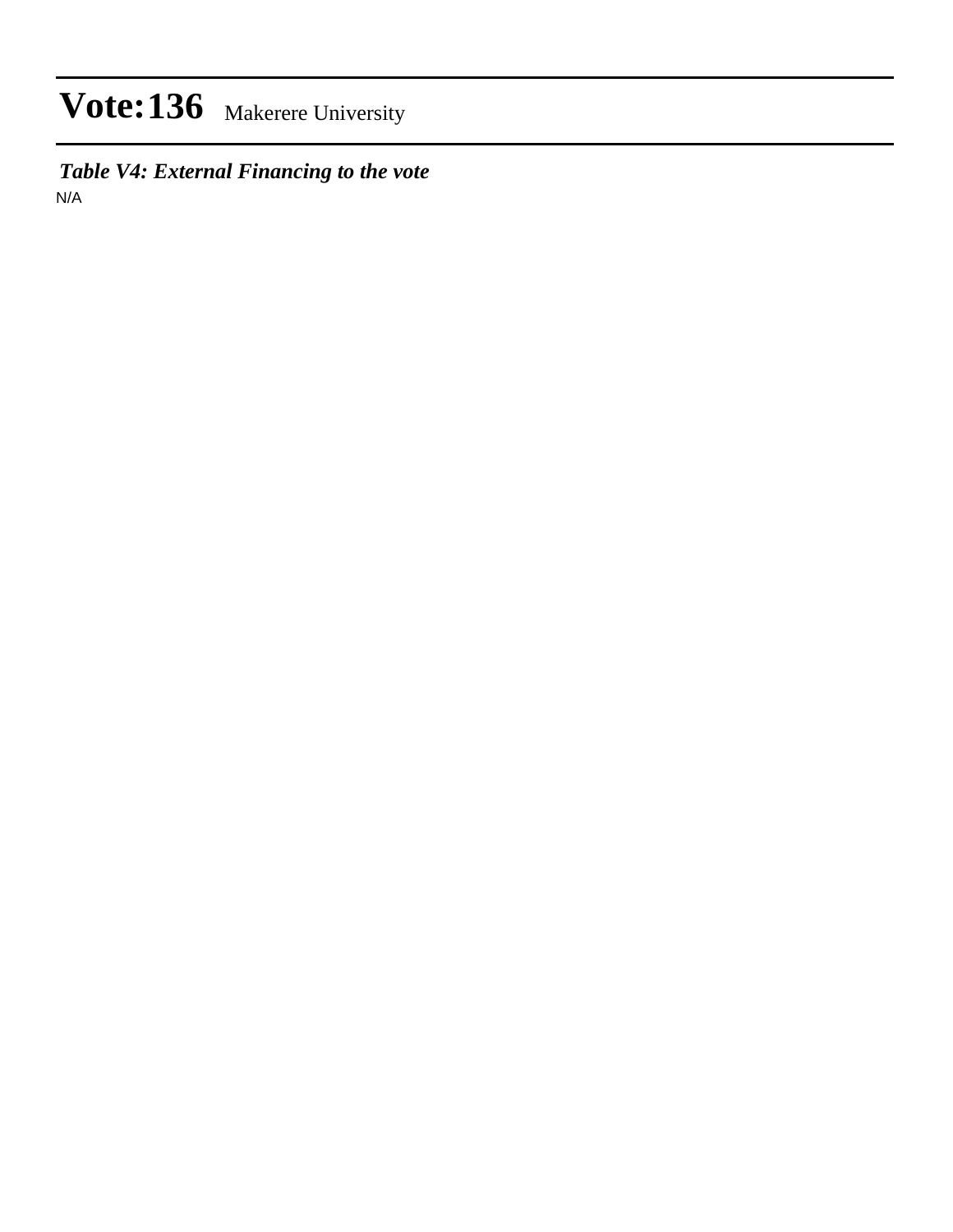# Vote:136 Makerere University

***Table V4: External Financing to the vote***

N/A